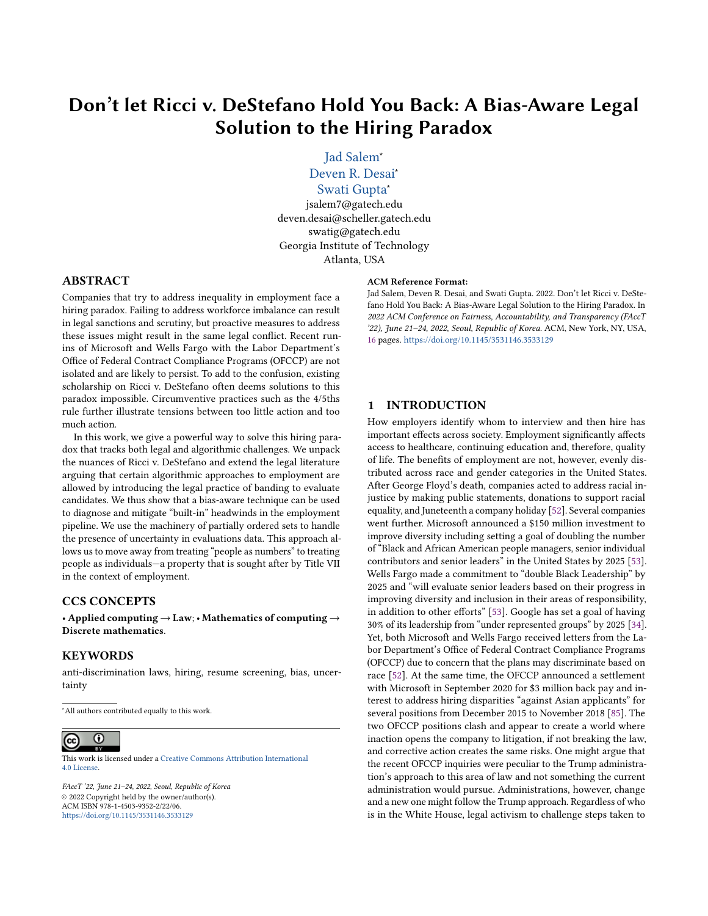# Don't let Ricci v. DeStefano Hold You Back: A Bias-Aware Legal Solution to the Hiring Paradox

Jad Salem*
Deven R. Desai*
Swati Gupta*

jsalem7@gatech.edu
deven.desai@scheller.gatech.edu
swatig@gatech.edu
Georgia Institute of Technology
Atlanta, USA

## ABSTRACT

Companies that try to address inequality in employment face a hiring paradox. Failing to address workforce imbalance can result in legal sanctions and scrutiny, but proactive measures to address these issues might result in the same legal conflict. Recent runins of Microsoft and Wells Fargo with the Labor Department's Office of Federal Contract Compliance Programs (OFCCP) are not isolated and are likely to persist. To add to the confusion, existing scholarship on Ricci v. DeStefano often deems solutions to this paradox impossible. Circumventive practices such as the 4/5ths rule further illustrate tensions between too little action and too much action.

In this work, we give a powerful way to solve this hiring paradox that tracks both legal and algorithmic challenges. We unpack the nuances of Ricci v. DeStefano and extend the legal literature arguing that certain algorithmic approaches to employment are allowed by introducing the legal practice of banding to evaluate candidates. We thus show that a bias-aware technique can be used to diagnose and mitigate "built-in" headwinds in the employment pipeline. We use the machinery of partially ordered sets to handle the presence of uncertainty in evaluations data. This approach allows us to move away from treating "people as numbers" to treating people as individuals—a property that is sought after by Title VII in the context of employment.

## CCS CONCEPTS

• **Applied computing** → **Law**; • **Mathematics of computing** → **Discrete mathematics**.

## KEYWORDS

anti-discrimination laws, hiring, resume screening, bias, uncertainty

*All authors contributed equally to this work.

This work is licensed under a Creative Commons Attribution International 4.0 License.

*FAccT '22, June 21–24, 2022, Seoul, Republic of Korea*
© 2022 Copyright held by the owner/author(s).
ACM ISBN 978-1-4503-9352-2/22/06.
https://doi.org/10.1145/3531146.3533129

**ACM Reference Format:**
Jad Salem, Deven R. Desai, and Swati Gupta. 2022. Don't let Ricci v. DeStefano Hold You Back: A Bias-Aware Legal Solution to the Hiring Paradox. In *2022 ACM Conference on Fairness, Accountability, and Transparency (FAccT '22), June 21–24, 2022, Seoul, Republic of Korea.* ACM, New York, NY, USA, 16 pages. https://doi.org/10.1145/3531146.3533129

## 1 INTRODUCTION

How employers identify whom to interview and then hire has important effects across society. Employment significantly affects access to healthcare, continuing education and, therefore, quality of life. The benefits of employment are not, however, evenly distributed across race and gender categories in the United States. After George Floyd's death, companies acted to address racial injustice by making public statements, donations to support racial equality, and Juneteenth a company holiday [52]. Several companies went further. Microsoft announced a $150 million investment to improve diversity including setting a goal of doubling the number of "Black and African American people managers, senior individual contributors and senior leaders" in the United States by 2025 [53]. Wells Fargo made a commitment to "double Black Leadership" by 2025 and "will evaluate senior leaders based on their progress in improving diversity and inclusion in their areas of responsibility, in addition to other efforts" [53]. Google has set a goal of having 30% of its leadership from "under represented groups" by 2025 [34]. Yet, both Microsoft and Wells Fargo received letters from the Labor Department's Office of Federal Contract Compliance Programs (OFCCP) due to concern that the plans may discriminate based on race [52]. At the same time, the OFCCP announced a settlement with Microsoft in September 2020 for $3 million back pay and interest to address hiring disparities "against Asian applicants" for several positions from December 2015 to November 2018 [85]. The two OFCCP positions clash and appear to create a world where inaction opens the company to litigation, if not breaking the law, and corrective action creates the same risks. One might argue that the recent OFCCP inquiries were peculiar to the Trump administration's approach to this area of law and not something the current administration would pursue. Administrations, however, change and a new one might follow the Trump approach. Regardless of who is in the White House, legal activism to challenge steps taken to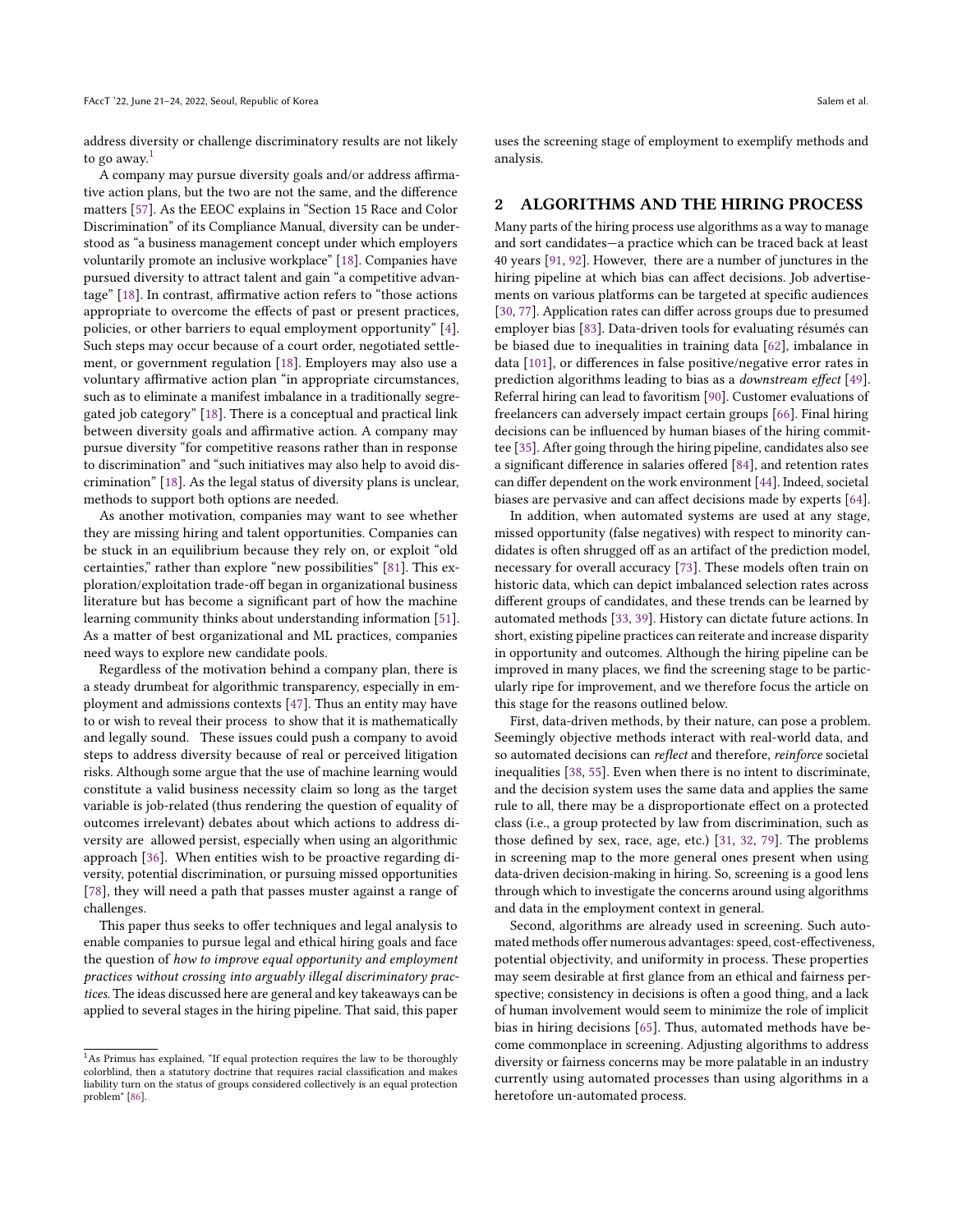address diversity or challenge discriminatory results are not likely to go away.[1]

A company may pursue diversity goals and/or address affirmative action plans, but the two are not the same, and the difference matters [57]. As the EEOC explains in "Section 15 Race and Color Discrimination" of its Compliance Manual, diversity can be understood as "a business management concept under which employers voluntarily promote an inclusive workplace" [18]. Companies have pursued diversity to attract talent and gain "a competitive advantage" [18]. In contrast, affirmative action refers to "those actions appropriate to overcome the effects of past or present practices, policies, or other barriers to equal employment opportunity" [4]. Such steps may occur because of a court order, negotiated settlement, or government regulation [18]. Employers may also use a voluntary affirmative action plan "in appropriate circumstances, such as to eliminate a manifest imbalance in a traditionally segregated job category" [18]. There is a conceptual and practical link between diversity goals and affirmative action. A company may pursue diversity "for competitive reasons rather than in response to discrimination" and "such initiatives may also help to avoid discrimination" [18]. As the legal status of diversity plans is unclear, methods to support both options are needed.

As another motivation, companies may want to see whether they are missing hiring and talent opportunities. Companies can be stuck in an equilibrium because they rely on, or exploit "old certainties," rather than explore "new possibilities" [81]. This exploration/exploitation trade-off began in organizational business literature but has become a significant part of how the machine learning community thinks about understanding information [51]. As a matter of best organizational and ML practices, companies need ways to explore new candidate pools.

Regardless of the motivation behind a company plan, there is a steady drumbeat for algorithmic transparency, especially in employment and admissions contexts [47]. Thus an entity may have to or wish to reveal their process to show that it is mathematically and legally sound. These issues could push a company to avoid steps to address diversity because of real or perceived litigation risks. Although some argue that the use of machine learning would constitute a valid business necessity claim so long as the target variable is job-related (thus rendering the question of equality of outcomes irrelevant) debates about which actions to address diversity are allowed persist, especially when using an algorithmic approach [36]. When entities wish to be proactive regarding diversity, potential discrimination, or pursuing missed opportunities [78], they will need a path that passes muster against a range of challenges.

This paper thus seeks to offer techniques and legal analysis to enable companies to pursue legal and ethical hiring goals and face the question of *how to improve equal opportunity and employment practices without crossing into arguably illegal discriminatory practices.* The ideas discussed here are general and key takeaways can be applied to several stages in the hiring pipeline. That said, this paper uses the screening stage of employment to exemplify methods and analysis.

## 2 ALGORITHMS AND THE HIRING PROCESS

Many parts of the hiring process use algorithms as a way to manage and sort candidates—a practice which can be traced back at least 40 years [91, 92]. However, there are a number of junctures in the hiring pipeline at which bias can affect decisions. Job advertisements on various platforms can be targeted at specific audiences [30, 77]. Application rates can differ across groups due to presumed employer bias [83]. Data-driven tools for evaluating résumés can be biased due to inequalities in training data [62], imbalance in data [101], or differences in false positive/negative error rates in prediction algorithms leading to bias as a *downstream effect* [49]. Referral hiring can lead to favoritism [90]. Customer evaluations of freelancers can adversely impact certain groups [66]. Final hiring decisions can be influenced by human biases of the hiring committee [35]. After going through the hiring pipeline, candidates also see a significant difference in salaries offered [84], and retention rates can differ dependent on the work environment [44]. Indeed, societal biases are pervasive and can affect decisions made by experts [64].

In addition, when automated systems are used at any stage, missed opportunity (false negatives) with respect to minority candidates is often shrugged off as an artifact of the prediction model, necessary for overall accuracy [73]. These models often train on historic data, which can depict imbalanced selection rates across different groups of candidates, and these trends can be learned by automated methods [33, 39]. History can dictate future actions. In short, existing pipeline practices can reiterate and increase disparity in opportunity and outcomes. Although the hiring pipeline can be improved in many places, we find the screening stage to be particularly ripe for improvement, and we therefore focus the article on this stage for the reasons outlined below.

First, data-driven methods, by their nature, can pose a problem. Seemingly objective methods interact with real-world data, and so automated decisions can *reflect* and therefore, *reinforce* societal inequalities [38, 55]. Even when there is no intent to discriminate, and the decision system uses the same data and applies the same rule to all, there may be a disproportionate effect on a protected class (i.e., a group protected by law from discrimination, such as those defined by sex, race, age, etc.) [31, 32, 79]. The problems in screening map to the more general ones present when using data-driven decision-making in hiring. So, screening is a good lens through which to investigate the concerns around using algorithms and data in the employment context in general.

Second, algorithms are already used in screening. Such automated methods offer numerous advantages: speed, cost-effectiveness, potential objectivity, and uniformity in process. These properties may seem desirable at first glance from an ethical and fairness perspective; consistency in decisions is often a good thing, and a lack of human involvement would seem to minimize the role of implicit bias in hiring decisions [65]. Thus, automated methods have become commonplace in screening. Adjusting algorithms to address diversity or fairness concerns may be more palatable in an industry currently using automated processes than using algorithms in a heretofore un-automated process.

[1] As Primus has explained, "If equal protection requires the law to be thoroughly colorblind, then a statutory doctrine that requires racial classification and makes liability turn on the status of groups considered collectively is an equal protection problem" [86].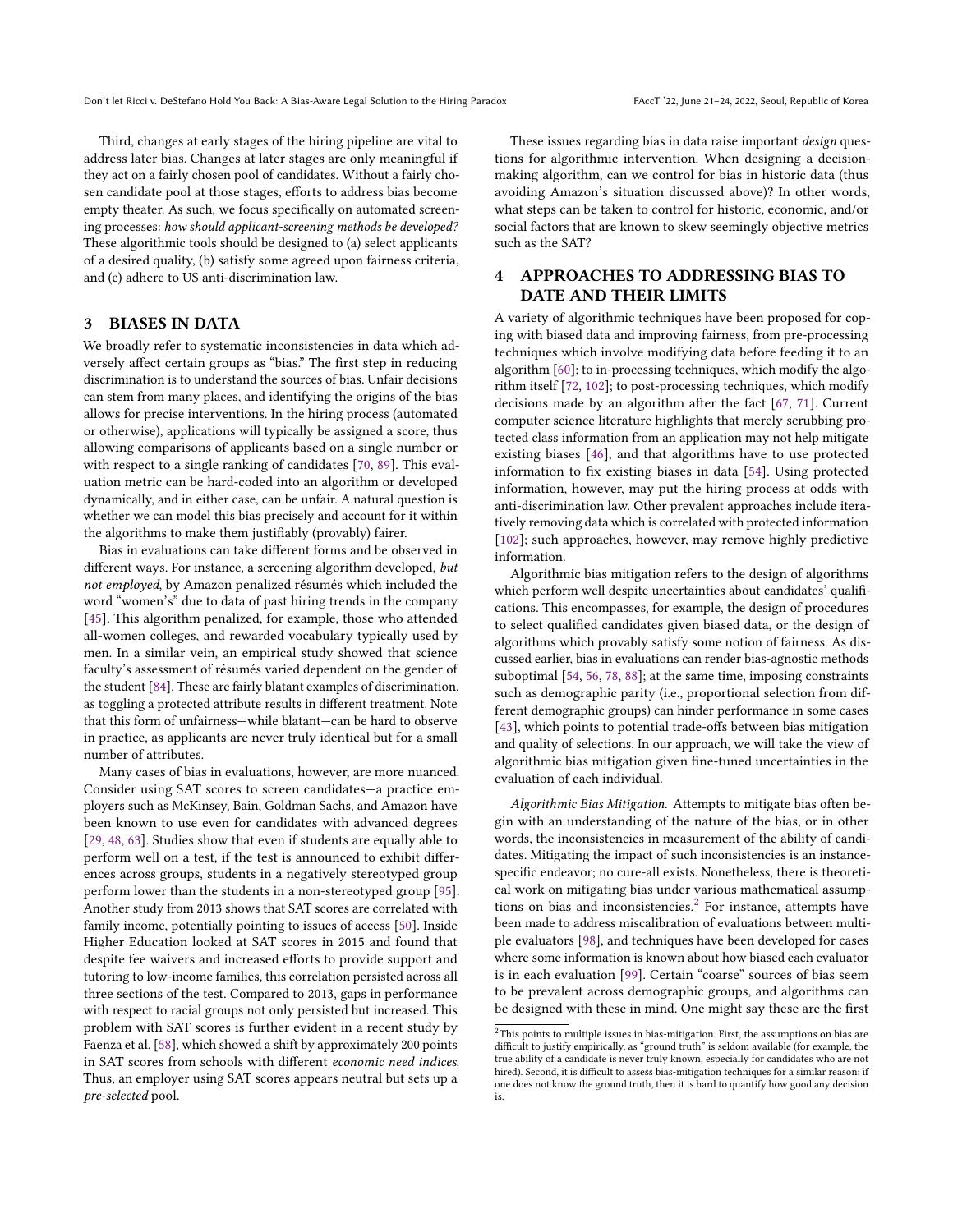Third, changes at early stages of the hiring pipeline are vital to address later bias. Changes at later stages are only meaningful if they act on a fairly chosen pool of candidates. Without a fairly chosen candidate pool at those stages, efforts to address bias become empty theater. As such, we focus specifically on automated screening processes: *how should applicant-screening methods be developed?* These algorithmic tools should be designed to (a) select applicants of a desired quality, (b) satisfy some agreed upon fairness criteria, and (c) adhere to US anti-discrimination law.

## 3 BIASES IN DATA

We broadly refer to systematic inconsistencies in data which adversely affect certain groups as "bias." The first step in reducing discrimination is to understand the sources of bias. Unfair decisions can stem from many places, and identifying the origins of the bias allows for precise interventions. In the hiring process (automated or otherwise), applications will typically be assigned a score, thus allowing comparisons of applicants based on a single number or with respect to a single ranking of candidates [70, 89]. This evaluation metric can be hard-coded into an algorithm or developed dynamically, and in either case, can be unfair. A natural question is whether we can model this bias precisely and account for it within the algorithms to make them justifiably (provably) fairer.

Bias in evaluations can take different forms and be observed in different ways. For instance, a screening algorithm developed, *but not employed*, by Amazon penalized résumés which included the word "women's" due to data of past hiring trends in the company [45]. This algorithm penalized, for example, those who attended all-women colleges, and rewarded vocabulary typically used by men. In a similar vein, an empirical study showed that science faculty's assessment of résumés varied dependent on the gender of the student [84]. These are fairly blatant examples of discrimination, as toggling a protected attribute results in different treatment. Note that this form of unfairness—while blatant—can be hard to observe in practice, as applicants are never truly identical but for a small number of attributes.

Many cases of bias in evaluations, however, are more nuanced. Consider using SAT scores to screen candidates—a practice employers such as McKinsey, Bain, Goldman Sachs, and Amazon have been known to use even for candidates with advanced degrees [29, 48, 63]. Studies show that even if students are equally able to perform well on a test, if the test is announced to exhibit differences across groups, students in a negatively stereotyped group perform lower than the students in a non-stereotyped group [95]. Another study from 2013 shows that SAT scores are correlated with family income, potentially pointing to issues of access [50]. Inside Higher Education looked at SAT scores in 2015 and found that despite fee waivers and increased efforts to provide support and tutoring to low-income families, this correlation persisted across all three sections of the test. Compared to 2013, gaps in performance with respect to racial groups not only persisted but increased. This problem with SAT scores is further evident in a recent study by Faenza et al. [58], which showed a shift by approximately 200 points in SAT scores from schools with different *economic need indices*. Thus, an employer using SAT scores appears neutral but sets up a *pre-selected* pool.

These issues regarding bias in data raise important *design* questions for algorithmic intervention. When designing a decision-making algorithm, can we control for bias in historic data (thus avoiding Amazon's situation discussed above)? In other words, what steps can be taken to control for historic, economic, and/or social factors that are known to skew seemingly objective metrics such as the SAT?

## 4 APPROACHES TO ADDRESSING BIAS TO DATE AND THEIR LIMITS

A variety of algorithmic techniques have been proposed for coping with biased data and improving fairness, from pre-processing techniques which involve modifying data before feeding it to an algorithm [60]; to in-processing techniques, which modify the algorithm itself [72, 102]; to post-processing techniques, which modify decisions made by an algorithm after the fact [67, 71]. Current computer science literature highlights that merely scrubbing protected class information from an application may not help mitigate existing biases [46], and that algorithms have to use protected information to fix existing biases in data [54]. Using protected information, however, may put the hiring process at odds with anti-discrimination law. Other prevalent approaches include iteratively removing data which is correlated with protected information [102]; such approaches, however, may remove highly predictive information.

Algorithmic bias mitigation refers to the design of algorithms which perform well despite uncertainties about candidates' qualifications. This encompasses, for example, the design of procedures to select qualified candidates given biased data, or the design of algorithms which provably satisfy some notion of fairness. As discussed earlier, bias in evaluations can render bias-agnostic methods suboptimal [54, 56, 78, 88]; at the same time, imposing constraints such as demographic parity (i.e., proportional selection from different demographic groups) can hinder performance in some cases [43], which points to potential trade-offs between bias mitigation and quality of selections. In our approach, we will take the view of algorithmic bias mitigation given fine-tuned uncertainties in the evaluation of each individual.

*Algorithmic Bias Mitigation.* Attempts to mitigate bias often begin with an understanding of the nature of the bias, or in other words, the inconsistencies in measurement of the ability of candidates. Mitigating the impact of such inconsistencies is an instance-specific endeavor; no cure-all exists. Nonetheless, there is theoretical work on mitigating bias under various mathematical assumptions on bias and inconsistencies.[2] For instance, attempts have been made to address miscalibration of evaluations between multiple evaluators [98], and techniques have been developed for cases where some information is known about how biased each evaluator is in each evaluation [99]. Certain "coarse" sources of bias seem to be prevalent across demographic groups, and algorithms can be designed with these in mind. One might say these are the first

[2] This points to multiple issues in bias-mitigation. First, the assumptions on bias are difficult to justify empirically, as "ground truth" is seldom available (for example, the true ability of a candidate is never truly known, especially for candidates who are not hired). Second, it is difficult to assess bias-mitigation techniques for a similar reason: if one does not know the ground truth, then it is hard to quantify how good any decision is.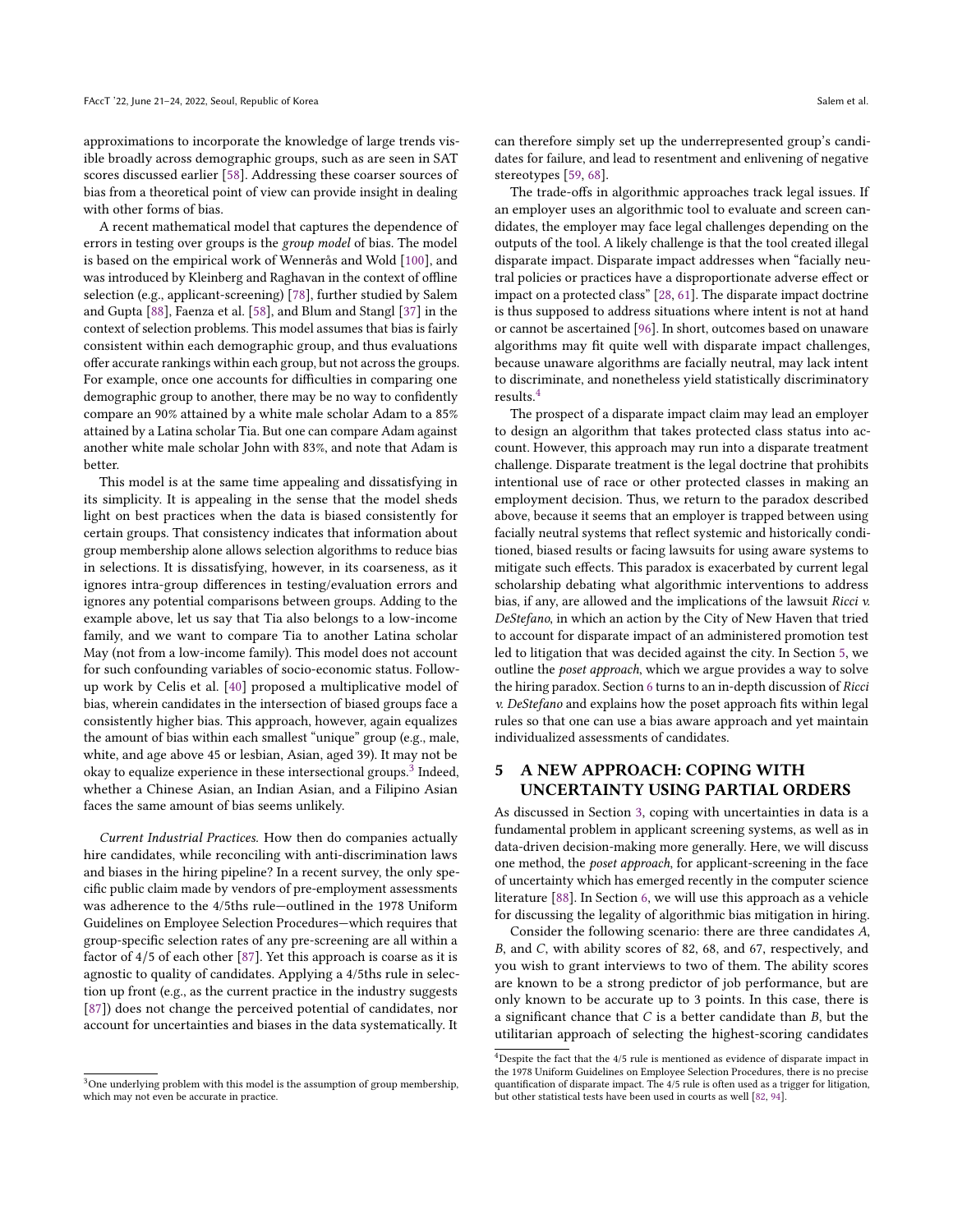approximations to incorporate the knowledge of large trends visible broadly across demographic groups, such as are seen in SAT scores discussed earlier [58]. Addressing these coarser sources of bias from a theoretical point of view can provide insight in dealing with other forms of bias.

A recent mathematical model that captures the dependence of errors in testing over groups is the *group model* of bias. The model is based on the empirical work of Wennerås and Wold [100], and was introduced by Kleinberg and Raghavan in the context of offline selection (e.g., applicant-screening) [78], further studied by Salem and Gupta [88], Faenza et al. [58], and Blum and Stangl [37] in the context of selection problems. This model assumes that bias is fairly consistent within each demographic group, and thus evaluations offer accurate rankings within each group, but not across the groups. For example, once one accounts for difficulties in comparing one demographic group to another, there may be no way to confidently compare an 90% attained by a white male scholar Adam to a 85% attained by a Latina scholar Tia. But one can compare Adam against another white male scholar John with 83%, and note that Adam is better.

This model is at the same time appealing and dissatisfying in its simplicity. It is appealing in the sense that the model sheds light on best practices when the data is biased consistently for certain groups. That consistency indicates that information about group membership alone allows selection algorithms to reduce bias in selections. It is dissatisfying, however, in its coarseness, as it ignores intra-group differences in testing/evaluation errors and ignores any potential comparisons between groups. Adding to the example above, let us say that Tia also belongs to a low-income family, and we want to compare Tia to another Latina scholar May (not from a low-income family). This model does not account for such confounding variables of socio-economic status. Follow-up work by Celis et al. [40] proposed a multiplicative model of bias, wherein candidates in the intersection of biased groups face a consistently higher bias. This approach, however, again equalizes the amount of bias within each smallest "unique" group (e.g., male, white, and age above 45 or lesbian, Asian, aged 39). It may not be okay to equalize experience in these intersectional groups.[3] Indeed, whether a Chinese Asian, an Indian Asian, and a Filipino Asian faces the same amount of bias seems unlikely.

*Current Industrial Practices.* How then do companies actually hire candidates, while reconciling with anti-discrimination laws and biases in the hiring pipeline? In a recent survey, the only specific public claim made by vendors of pre-employment assessments was adherence to the 4/5ths rule—outlined in the 1978 Uniform Guidelines on Employee Selection Procedures—which requires that group-specific selection rates of any pre-screening are all within a factor of 4/5 of each other [87]. Yet this approach is coarse as it is agnostic to quality of candidates. Applying a 4/5ths rule in selection up front (e.g., as the current practice in the industry suggests [87]) does not change the perceived potential of candidates, nor account for uncertainties and biases in the data systematically. It can therefore simply set up the underrepresented group's candidates for failure, and lead to resentment and enlivening of negative stereotypes [59, 68].

The trade-offs in algorithmic approaches track legal issues. If an employer uses an algorithmic tool to evaluate and screen candidates, the employer may face legal challenges depending on the outputs of the tool. A likely challenge is that the tool created illegal disparate impact. Disparate impact addresses when "facially neutral policies or practices have a disproportionate adverse effect or impact on a protected class" [28, 61]. The disparate impact doctrine is thus supposed to address situations where intent is not at hand or cannot be ascertained [96]. In short, outcomes based on unaware algorithms may fit quite well with disparate impact challenges, because unaware algorithms are facially neutral, may lack intent to discriminate, and nonetheless yield statistically discriminatory results.[4]

The prospect of a disparate impact claim may lead an employer to design an algorithm that takes protected class status into account. However, this approach may run into a disparate treatment challenge. Disparate treatment is the legal doctrine that prohibits intentional use of race or other protected classes in making an employment decision. Thus, we return to the paradox described above, because it seems that an employer is trapped between using facially neutral systems that reflect systemic and historically conditioned, biased results or facing lawsuits for using aware systems to mitigate such effects. This paradox is exacerbated by current legal scholarship debating what algorithmic interventions to address bias, if any, are allowed and the implications of the lawsuit *Ricci v. DeStefano*, in which an action by the City of New Haven that tried to account for disparate impact of an administered promotion test led to litigation that was decided against the city. In Section 5, we outline the *poset approach*, which we argue provides a way to solve the hiring paradox. Section 6 turns to an in-depth discussion of *Ricci v. DeStefano* and explains how the poset approach fits within legal rules so that one can use a bias aware approach and yet maintain individualized assessments of candidates.

## 5 A NEW APPROACH: COPING WITH UNCERTAINTY USING PARTIAL ORDERS

As discussed in Section 3, coping with uncertainties in data is a fundamental problem in applicant screening systems, as well as in data-driven decision-making more generally. Here, we will discuss one method, the *poset approach*, for applicant-screening in the face of uncertainty which has emerged recently in the computer science literature [88]. In Section 6, we will use this approach as a vehicle for discussing the legality of algorithmic bias mitigation in hiring.

Consider the following scenario: there are three candidates $A$, $B$, and $C$, with ability scores of 82, 68, and 67, respectively, and you wish to grant interviews to two of them. The ability scores are known to be a strong predictor of job performance, but are only known to be accurate up to 3 points. In this case, there is a significant chance that $C$ is a better candidate than $B$, but the utilitarian approach of selecting the highest-scoring candidates

[3] One underlying problem with this model is the assumption of group membership, which may not even be accurate in practice.

[4] Despite the fact that the 4/5 rule is mentioned as evidence of disparate impact in the 1978 Uniform Guidelines on Employee Selection Procedures, there is no precise quantification of disparate impact. The 4/5 rule is often used as a trigger for litigation, but other statistical tests have been used in courts as well [82, 94].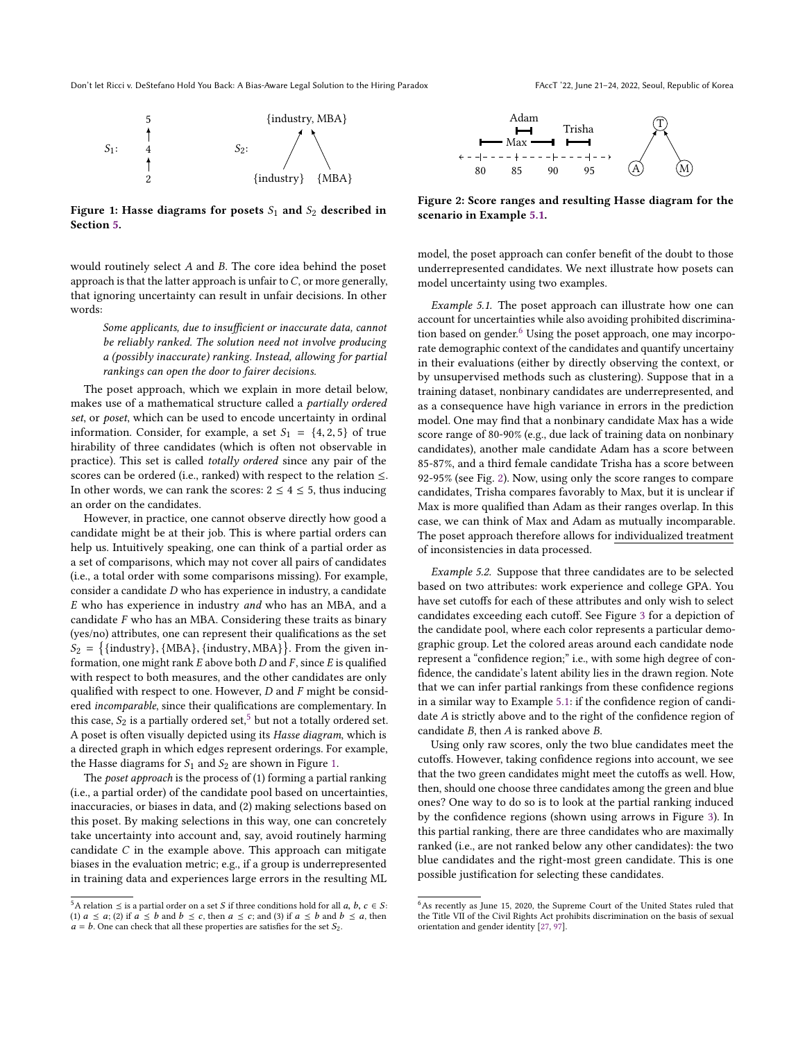$S_1$: 5 → 4 → 2 (Hasse diagram)

$S_2$: {industry, MBA} above {industry} and {MBA} (Hasse diagram)

**Figure 1: Hasse diagrams for posets $S_1$ and $S_2$ described in Section 5.**

would routinely select $A$ and $B$. The core idea behind the poset approach is that the latter approach is unfair to $C$, or more generally, that ignoring uncertainty can result in unfair decisions. In other words:

> *Some applicants, due to insufficient or inaccurate data, cannot be reliably ranked. The solution need not involve producing a (possibly inaccurate) ranking. Instead, allowing for partial rankings can open the door to fairer decisions.*

The poset approach, which we explain in more detail below, makes use of a mathematical structure called a *partially ordered set*, or *poset*, which can be used to encode uncertainty in ordinal information. Consider, for example, a set $S_1 = \{4, 2, 5\}$ of true hirability of three candidates (which is often not observable in practice). This set is called *totally ordered* since any pair of the scores can be ordered (i.e., ranked) with respect to the relation $\leq$. In other words, we can rank the scores: $2 \leq 4 \leq 5$, thus inducing an order on the candidates.

However, in practice, one cannot observe directly how good a candidate might be at their job. This is where partial orders can help us. Intuitively speaking, one can think of a partial order as a set of comparisons, which may not cover all pairs of candidates (i.e., a total order with some comparisons missing). For example, consider a candidate $D$ who has experience in industry, a candidate $E$ who has experience in industry *and* who has an MBA, and a candidate $F$ who has an MBA. Considering these traits as binary (yes/no) attributes, one can represent their qualifications as the set $S_2 = \{\{\text{industry}\}, \{\text{MBA}\}, \{\text{industry}, \text{MBA}\}\}$. From the given information, one might rank $E$ above both $D$ and $F$, since $E$ is qualified with respect to both measures, and the other candidates are only qualified with respect to one. However, $D$ and $F$ might be considered *incomparable*, since their qualifications are complementary. In this case, $S_2$ is a partially ordered set,[5] but not a totally ordered set. A poset is often visually depicted using its *Hasse diagram*, which is a directed graph in which edges represent orderings. For example, the Hasse diagrams for $S_1$ and $S_2$ are shown in Figure 1.

The *poset approach* is the process of (1) forming a partial ranking (i.e., a partial order) of the candidate pool based on uncertainties, inaccuracies, or biases in data, and (2) making selections based on this poset. By making selections in this way, one can concretely take uncertainty into account and, say, avoid routinely harming candidate $C$ in the example above. This approach can mitigate biases in the evaluation metric; e.g., if a group is underrepresented in training data and experiences large errors in the resulting ML model, the poset approach can confer benefit of the doubt to those underrepresented candidates. We next illustrate how posets can model uncertainty using two examples.

Adam: 85–87; Max: 80–90; Trisha: 92–95 (axis 80, 85, 90, 95). Hasse diagram: T above A and M.

**Figure 2: Score ranges and resulting Hasse diagram for the scenario in Example 5.1.**

*Example 5.1.* The poset approach can illustrate how one can account for uncertainties while also avoiding prohibited discrimination based on gender.[6] Using the poset approach, one may incorporate demographic context of the candidates and quantify uncertainy in their evaluations (either by directly observing the context, or by unsupervised methods such as clustering). Suppose that in a training dataset, nonbinary candidates are underrepresented, and as a consequence have high variance in errors in the prediction model. One may find that a nonbinary candidate Max has a wide score range of 80-90% (e.g., due lack of training data on nonbinary candidates), another male candidate Adam has a score between 85-87%, and a third female candidate Trisha has a score between 92-95% (see Fig. 2). Now, using only the score ranges to compare candidates, Trisha compares favorably to Max, but it is unclear if Max is more qualified than Adam as their ranges overlap. In this case, we can think of Max and Adam as mutually incomparable. The poset approach therefore allows for <u>individualized treatment</u> of inconsistencies in data processed.

*Example 5.2.* Suppose that three candidates are to be selected based on two attributes: work experience and college GPA. You have set cutoffs for each of these attributes and only wish to select candidates exceeding each cutoff. See Figure 3 for a depiction of the candidate pool, where each color represents a particular demographic group. Let the colored areas around each candidate node represent a "confidence region;" i.e., with some high degree of confidence, the candidate's latent ability lies in the drawn region. Note that we can infer partial rankings from these confidence regions in a similar way to Example 5.1: if the confidence region of candidate $A$ is strictly above and to the right of the confidence region of candidate $B$, then $A$ is ranked above $B$.

Using only raw scores, only the two blue candidates meet the cutoffs. However, taking confidence regions into account, we see that the two green candidates might meet the cutoffs as well. How, then, should one choose three candidates among the green and blue ones? One way to do so is to look at the partial ranking induced by the confidence regions (shown using arrows in Figure 3). In this partial ranking, there are three candidates who are maximally ranked (i.e., are not ranked below any other candidates): the two blue candidates and the right-most green candidate. This is one possible justification for selecting these candidates.

---

[5] A relation $\leq$ is a partial order on a set $S$ if three conditions hold for all $a$, $b$, $c \in S$: (1) $a \leq a$; (2) if $a \leq b$ and $b \leq c$, then $a \leq c$; and (3) if $a \leq b$ and $b \leq a$, then $a = b$. One can check that all these properties are satisfies for the set $S_2$.

[6] As recently as June 15, 2020, the Supreme Court of the United States ruled that the Title VII of the Civil Rights Act prohibits discrimination on the basis of sexual orientation and gender identity [27, 97].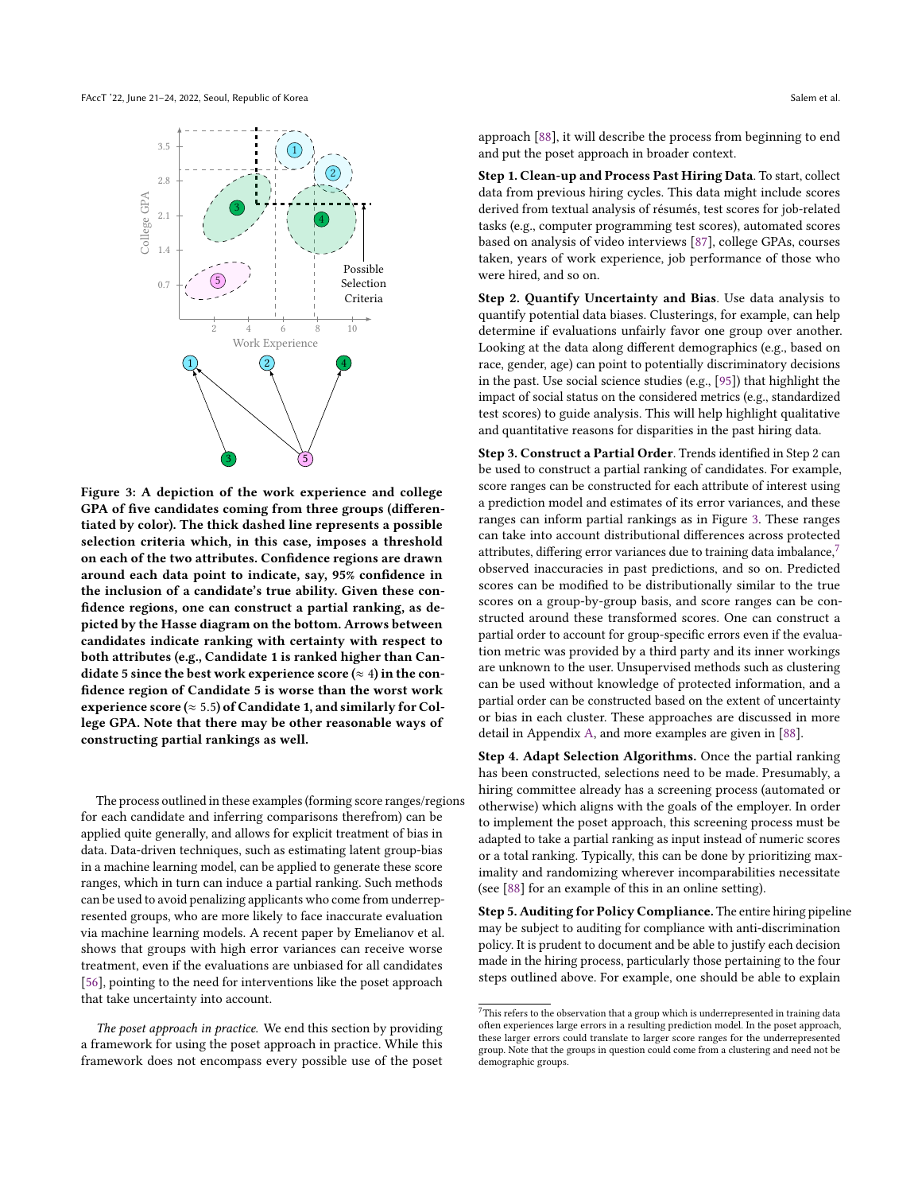Figure 3: A depiction of the work experience and college GPA of five candidates coming from three groups (differentiated by color). The thick dashed line represents a possible selection criteria which, in this case, imposes a threshold on each of the two attributes. Confidence regions are drawn around each data point to indicate, say, 95% confidence in the inclusion of a candidate's true ability. Given these confidence regions, one can construct a partial ranking, as depicted by the Hasse diagram on the bottom. Arrows between candidates indicate ranking with certainty with respect to both attributes (e.g., Candidate 1 is ranked higher than Candidate 5 since the best work experience score ($\approx 4$) in the confidence region of Candidate 5 is worse than the worst work experience score ($\approx 5.5$) of Candidate 1, and similarly for College GPA. Note that there may be other reasonable ways of constructing partial rankings as well.

The process outlined in these examples (forming score ranges/regions for each candidate and inferring comparisons therefrom) can be applied quite generally, and allows for explicit treatment of bias in data. Data-driven techniques, such as estimating latent group-bias in a machine learning model, can be applied to generate these score ranges, which in turn can induce a partial ranking. Such methods can be used to avoid penalizing applicants who come from underrepresented groups, who are more likely to face inaccurate evaluation via machine learning models. A recent paper by Emelianov et al. shows that groups with high error variances can receive worse treatment, even if the evaluations are unbiased for all candidates [56], pointing to the need for interventions like the poset approach that take uncertainty into account.

*The poset approach in practice.* We end this section by providing a framework for using the poset approach in practice. While this framework does not encompass every possible use of the poset approach [88], it will describe the process from beginning to end and put the poset approach in broader context.

**Step 1. Clean-up and Process Past Hiring Data**. To start, collect data from previous hiring cycles. This data might include scores derived from textual analysis of résumés, test scores for job-related tasks (e.g., computer programming test scores), automated scores based on analysis of video interviews [87], college GPAs, courses taken, years of work experience, job performance of those who were hired, and so on.

**Step 2. Quantify Uncertainty and Bias**. Use data analysis to quantify potential data biases. Clusterings, for example, can help determine if evaluations unfairly favor one group over another. Looking at the data along different demographics (e.g., based on race, gender, age) can point to potentially discriminatory decisions in the past. Use social science studies (e.g., [95]) that highlight the impact of social status on the considered metrics (e.g., standardized test scores) to guide analysis. This will help highlight qualitative and quantitative reasons for disparities in the past hiring data.

**Step 3. Construct a Partial Order**. Trends identified in Step 2 can be used to construct a partial ranking of candidates. For example, score ranges can be constructed for each attribute of interest using a prediction model and estimates of its error variances, and these ranges can inform partial rankings as in Figure 3. These ranges can take into account distributional differences across protected attributes, differing error variances due to training data imbalance,[7] observed inaccuracies in past predictions, and so on. Predicted scores can be modified to be distributionally similar to the true scores on a group-by-group basis, and score ranges can be constructed around these transformed scores. One can construct a partial order to account for group-specific errors even if the evaluation metric was provided by a third party and its inner workings are unknown to the user. Unsupervised methods such as clustering can be used without knowledge of protected information, and a partial order can be constructed based on the extent of uncertainty or bias in each cluster. These approaches are discussed in more detail in Appendix A, and more examples are given in [88].

**Step 4. Adapt Selection Algorithms.** Once the partial ranking has been constructed, selections need to be made. Presumably, a hiring committee already has a screening process (automated or otherwise) which aligns with the goals of the employer. In order to implement the poset approach, this screening process must be adapted to take a partial ranking as input instead of numeric scores or a total ranking. Typically, this can be done by prioritizing maximality and randomizing wherever incomparabilities necessitate (see [88] for an example of this in an online setting).

**Step 5. Auditing for Policy Compliance.** The entire hiring pipeline may be subject to auditing for compliance with anti-discrimination policy. It is prudent to document and be able to justify each decision made in the hiring process, particularly those pertaining to the four steps outlined above. For example, one should be able to explain

[7] This refers to the observation that a group which is underrepresented in training data often experiences large errors in a resulting prediction model. In the poset approach, these larger errors could translate to larger score ranges for the underrepresented group. Note that the groups in question could come from a clustering and need not be demographic groups.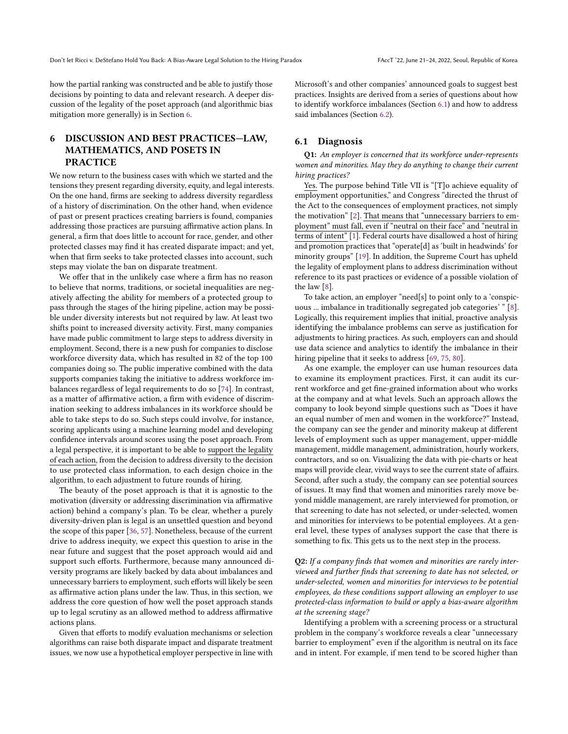how the partial ranking was constructed and be able to justify those decisions by pointing to data and relevant research. A deeper discussion of the legality of the poset approach (and algorithmic bias mitigation more generally) is in Section 6.

## 6 DISCUSSION AND BEST PRACTICES—LAW, MATHEMATICS, AND POSETS IN PRACTICE

We now return to the business cases with which we started and the tensions they present regarding diversity, equity, and legal interests. On the one hand, firms are seeking to address diversity regardless of a history of discrimination. On the other hand, when evidence of past or present practices creating barriers is found, companies addressing those practices are pursuing affirmative action plans. In general, a firm that does little to account for race, gender, and other protected classes may find it has created disparate impact; and yet, when that firm seeks to take protected classes into account, such steps may violate the ban on disparate treatment.

We offer that in the unlikely case where a firm has no reason to believe that norms, traditions, or societal inequalities are negatively affecting the ability for members of a protected group to pass through the stages of the hiring pipeline, action may be possible under diversity interests but not required by law. At least two shifts point to increased diversity activity. First, many companies have made public commitment to large steps to address diversity in employment. Second, there is a new push for companies to disclose workforce diversity data, which has resulted in 82 of the top 100 companies doing so. The public imperative combined with the data supports companies taking the initiative to address workforce imbalances regardless of legal requirements to do so [74]. In contrast, as a matter of affirmative action, a firm with evidence of discrimination seeking to address imbalances in its workforce should be able to take steps to do so. Such steps could involve, for instance, scoring applicants using a machine learning model and developing confidence intervals around scores using the poset approach. From a legal perspective, it is important to be able to <u>support the legality of each action</u>, from the decision to address diversity to the decision to use protected class information, to each design choice in the algorithm, to each adjustment to future rounds of hiring.

The beauty of the poset approach is that it is agnostic to the motivation (diversity or addressing discrimination via affirmative action) behind a company's plan. To be clear, whether a purely diversity-driven plan is legal is an unsettled question and beyond the scope of this paper [36, 57]. Nonetheless, because of the current drive to address inequity, we expect this question to arise in the near future and suggest that the poset approach would aid and support such efforts. Furthermore, because many announced diversity programs are likely backed by data about imbalances and unnecessary barriers to employment, such efforts will likely be seen as affirmative action plans under the law. Thus, in this section, we address the core question of how well the poset approach stands up to legal scrutiny as an allowed method to address affirmative actions plans.

Given that efforts to modify evaluation mechanisms or selection algorithms can raise both disparate impact and disparate treatment issues, we now use a hypothetical employer perspective in line with Microsoft's and other companies' announced goals to suggest best practices. Insights are derived from a series of questions about how to identify workforce imbalances (Section 6.1) and how to address said imbalances (Section 6.2).

### 6.1 Diagnosis

**Q1:** *An employer is concerned that its workforce under-represents women and minorities. May they do anything to change their current hiring practices?*

<u>Yes.</u> The purpose behind Title VII is "[T]o achieve equality of employment opportunities," and Congress "directed the thrust of the Act to the consequences of employment practices, not simply the motivation" [2]. <u>That means that "unnecessary barriers to employment" must fall, even if "neutral on their face" and "neutral in terms of intent"</u> [1]. Federal courts have disallowed a host of hiring and promotion practices that "operate[d] as 'built in headwinds' for minority groups" [19]. In addition, the Supreme Court has upheld the legality of employment plans to address discrimination without reference to its past practices or evidence of a possible violation of the law [8].

To take action, an employer "need[s] to point only to a 'conspicuous ... imbalance in traditionally segregated job categories' " [8]. Logically, this requirement implies that initial, proactive analysis identifying the imbalance problems can serve as justification for adjustments to hiring practices. As such, employers can and should use data science and analytics to identify the imbalance in their hiring pipeline that it seeks to address [69, 75, 80].

As one example, the employer can use human resources data to examine its employment practices. First, it can audit its current workforce and get fine-grained information about who works at the company and at what levels. Such an approach allows the company to look beyond simple questions such as "Does it have an equal number of men and women in the workforce?" Instead, the company can see the gender and minority makeup at different levels of employment such as upper management, upper-middle management, middle management, administration, hourly workers, contractors, and so on. Visualizing the data with pie-charts or heat maps will provide clear, vivid ways to see the current state of affairs. Second, after such a study, the company can see potential sources of issues. It may find that women and minorities rarely move beyond middle management, are rarely interviewed for promotion, or that screening to date has not selected, or under-selected, women and minorities for interviews to be potential employees. At a general level, these types of analyses support the case that there is something to fix. This gets us to the next step in the process.

**Q2:** *If a company finds that women and minorities are rarely interviewed and further finds that screening to date has not selected, or under-selected, women and minorities for interviews to be potential employees, do these conditions support allowing an employer to use protected-class information to build or apply a bias-aware algorithm at the screening stage?*

Identifying a problem with a screening process or a structural problem in the company's workforce reveals a clear "unnecessary barrier to employment" even if the algorithm is neutral on its face and in intent. For example, if men tend to be scored higher than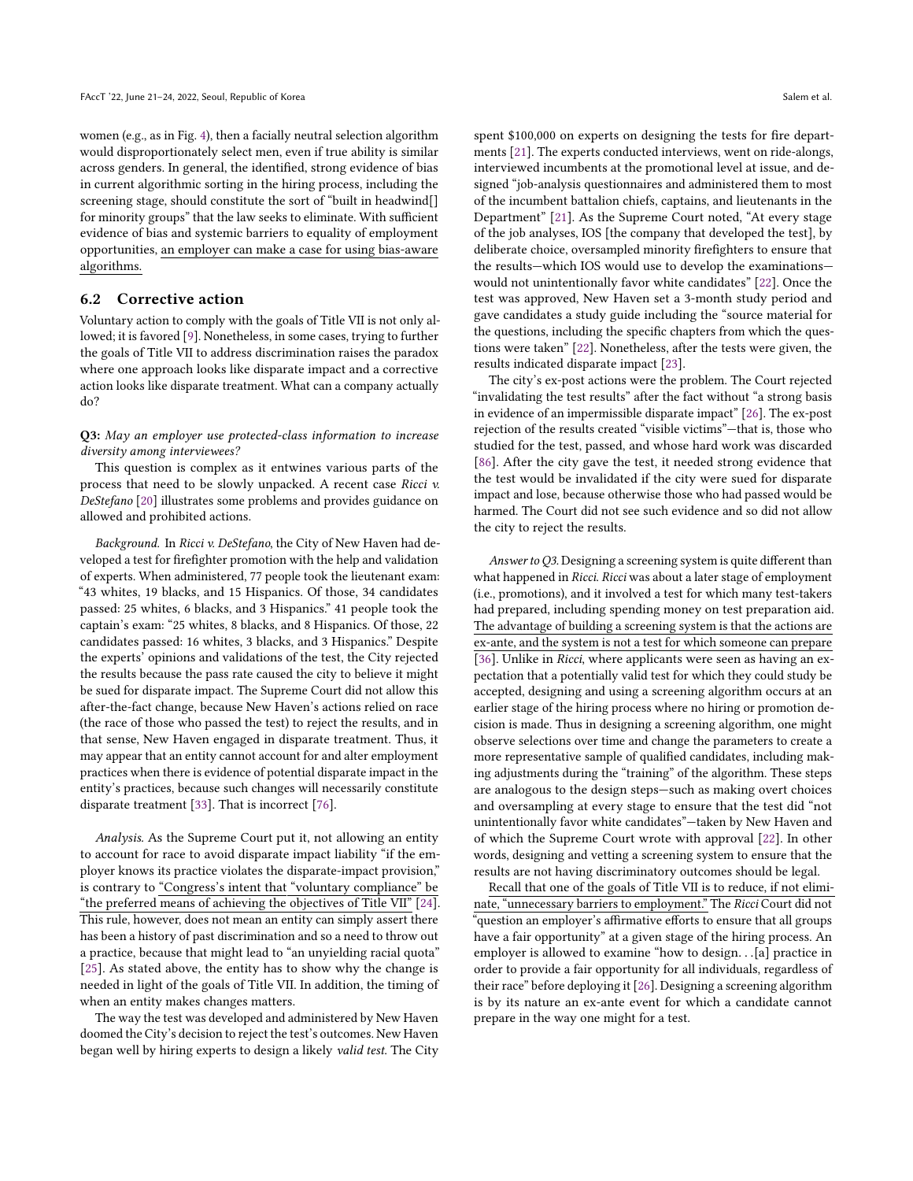women (e.g., as in Fig. 4), then a facially neutral selection algorithm would disproportionately select men, even if true ability is similar across genders. In general, the identified, strong evidence of bias in current algorithmic sorting in the hiring process, including the screening stage, should constitute the sort of "built in headwind[] for minority groups" that the law seeks to eliminate. With sufficient evidence of bias and systemic barriers to equality of employment opportunities, an employer can make a case for using bias-aware algorithms.

## 6.2 Corrective action

Voluntary action to comply with the goals of Title VII is not only allowed; it is favored [9]. Nonetheless, in some cases, trying to further the goals of Title VII to address discrimination raises the paradox where one approach looks like disparate impact and a corrective action looks like disparate treatment. What can a company actually do?

**Q3:** *May an employer use protected-class information to increase diversity among interviewees?*

This question is complex as it entwines various parts of the process that need to be slowly unpacked. A recent case *Ricci v. DeStefano* [20] illustrates some problems and provides guidance on allowed and prohibited actions.

*Background.* In *Ricci v. DeStefano*, the City of New Haven had developed a test for firefighter promotion with the help and validation of experts. When administered, 77 people took the lieutenant exam: "43 whites, 19 blacks, and 15 Hispanics. Of those, 34 candidates passed: 25 whites, 6 blacks, and 3 Hispanics." 41 people took the captain's exam: "25 whites, 8 blacks, and 8 Hispanics. Of those, 22 candidates passed: 16 whites, 3 blacks, and 3 Hispanics." Despite the experts' opinions and validations of the test, the City rejected the results because the pass rate caused the city to believe it might be sued for disparate impact. The Supreme Court did not allow this after-the-fact change, because New Haven's actions relied on race (the race of those who passed the test) to reject the results, and in that sense, New Haven engaged in disparate treatment. Thus, it may appear that an entity cannot account for and alter employment practices when there is evidence of potential disparate impact in the entity's practices, because such changes will necessarily constitute disparate treatment [33]. That is incorrect [76].

*Analysis.* As the Supreme Court put it, not allowing an entity to account for race to avoid disparate impact liability "if the employer knows its practice violates the disparate-impact provision," is contrary to "Congress's intent that "voluntary compliance" be "the preferred means of achieving the objectives of Title VII" [24]. This rule, however, does not mean an entity can simply assert there has been a history of past discrimination and so a need to throw out a practice, because that might lead to "an unyielding racial quota" [25]. As stated above, the entity has to show why the change is needed in light of the goals of Title VII. In addition, the timing of when an entity makes changes matters.

The way the test was developed and administered by New Haven doomed the City's decision to reject the test's outcomes. New Haven began well by hiring experts to design a likely *valid test*. The City spent $100,000 on experts on designing the tests for fire departments [21]. The experts conducted interviews, went on ride-alongs, interviewed incumbents at the promotional level at issue, and designed "job-analysis questionnaires and administered them to most of the incumbent battalion chiefs, captains, and lieutenants in the Department" [21]. As the Supreme Court noted, "At every stage of the job analyses, IOS [the company that developed the test], by deliberate choice, oversampled minority firefighters to ensure that the results—which IOS would use to develop the examinations—would not unintentionally favor white candidates" [22]. Once the test was approved, New Haven set a 3-month study period and gave candidates a study guide including the "source material for the questions, including the specific chapters from which the questions were taken" [22]. Nonetheless, after the tests were given, the results indicated disparate impact [23].

The city's ex-post actions were the problem. The Court rejected "invalidating the test results" after the fact without "a strong basis in evidence of an impermissible disparate impact" [26]. The ex-post rejection of the results created "visible victims"—that is, those who studied for the test, passed, and whose hard work was discarded [86]. After the city gave the test, it needed strong evidence that the test would be invalidated if the city were sued for disparate impact and lose, because otherwise those who had passed would be harmed. The Court did not see such evidence and so did not allow the city to reject the results.

*Answer to Q3.* Designing a screening system is quite different than what happened in *Ricci*. *Ricci* was about a later stage of employment (i.e., promotions), and it involved a test for which many test-takers had prepared, including spending money on test preparation aid. The advantage of building a screening system is that the actions are ex-ante, and the system is not a test for which someone can prepare [36]. Unlike in *Ricci*, where applicants were seen as having an expectation that a potentially valid test for which they could study be accepted, designing and using a screening algorithm occurs at an earlier stage of the hiring process where no hiring or promotion decision is made. Thus in designing a screening algorithm, one might observe selections over time and change the parameters to create a more representative sample of qualified candidates, including making adjustments during the "training" of the algorithm. These steps are analogous to the design steps—such as making overt choices and oversampling at every stage to ensure that the test did "not unintentionally favor white candidates"—taken by New Haven and of which the Supreme Court wrote with approval [22]. In other words, designing and vetting a screening system to ensure that the results are not having discriminatory outcomes should be legal.

Recall that one of the goals of Title VII is to reduce, if not eliminate, "unnecessary barriers to employment." The *Ricci* Court did not "question an employer's affirmative efforts to ensure that all groups have a fair opportunity" at a given stage of the hiring process. An employer is allowed to examine "how to design. . .[a] practice in order to provide a fair opportunity for all individuals, regardless of their race" before deploying it [26]. Designing a screening algorithm is by its nature an ex-ante event for which a candidate cannot prepare in the way one might for a test.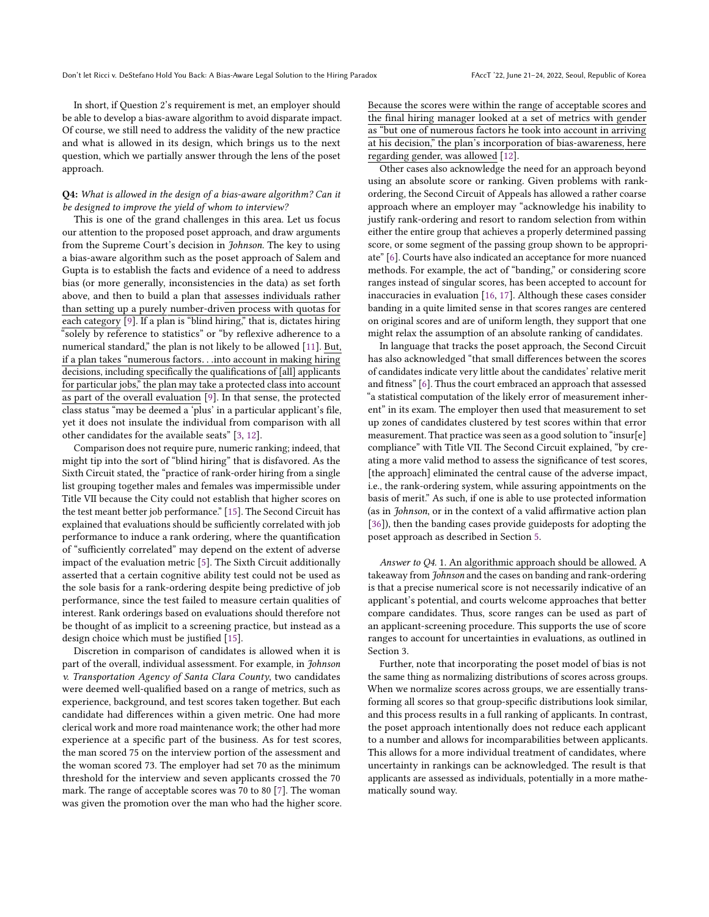In short, if Question 2's requirement is met, an employer should be able to develop a bias-aware algorithm to avoid disparate impact. Of course, we still need to address the validity of the new practice and what is allowed in its design, which brings us to the next question, which we partially answer through the lens of the poset approach.

**Q4:** *What is allowed in the design of a bias-aware algorithm? Can it be designed to improve the yield of whom to interview?*

This is one of the grand challenges in this area. Let us focus our attention to the proposed poset approach, and draw arguments from the Supreme Court's decision in *Johnson*. The key to using a bias-aware algorithm such as the poset approach of Salem and Gupta is to establish the facts and evidence of a need to address bias (or more generally, inconsistencies in the data) as set forth above, and then to build a plan that assesses individuals rather than setting up a purely number-driven process with quotas for each category [9]. If a plan is "blind hiring," that is, dictates hiring "solely by reference to statistics" or "by reflexive adherence to a numerical standard," the plan is not likely to be allowed [11]. But, if a plan takes "numerous factors. . .into account in making hiring decisions, including specifically the qualifications of [all] applicants for particular jobs," the plan may take a protected class into account as part of the overall evaluation [9]. In that sense, the protected class status "may be deemed a 'plus' in a particular applicant's file, yet it does not insulate the individual from comparison with all other candidates for the available seats" [3, 12].

Comparison does not require pure, numeric ranking; indeed, that might tip into the sort of "blind hiring" that is disfavored. As the Sixth Circuit stated, the "practice of rank-order hiring from a single list grouping together males and females was impermissible under Title VII because the City could not establish that higher scores on the test meant better job performance." [15]. The Second Circuit has explained that evaluations should be sufficiently correlated with job performance to induce a rank ordering, where the quantification of "sufficiently correlated" may depend on the extent of adverse impact of the evaluation metric [5]. The Sixth Circuit additionally asserted that a certain cognitive ability test could not be used as the sole basis for a rank-ordering despite being predictive of job performance, since the test failed to measure certain qualities of interest. Rank orderings based on evaluations should therefore not be thought of as implicit to a screening practice, but instead as a design choice which must be justified [15].

Discretion in comparison of candidates is allowed when it is part of the overall, individual assessment. For example, in *Johnson v. Transportation Agency of Santa Clara County*, two candidates were deemed well-qualified based on a range of metrics, such as experience, background, and test scores taken together. But each candidate had differences within a given metric. One had more clerical work and more road maintenance work; the other had more experience at a specific part of the business. As for test scores, the man scored 75 on the interview portion of the assessment and the woman scored 73. The employer had set 70 as the minimum threshold for the interview and seven applicants crossed the 70 mark. The range of acceptable scores was 70 to 80 [7]. The woman was given the promotion over the man who had the higher score. Because the scores were within the range of acceptable scores and the final hiring manager looked at a set of metrics with gender as "but one of numerous factors he took into account in arriving at his decision," the plan's incorporation of bias-awareness, here regarding gender, was allowed [12].

Other cases also acknowledge the need for an approach beyond using an absolute score or ranking. Given problems with rank-ordering, the Second Circuit of Appeals has allowed a rather coarse approach where an employer may "acknowledge his inability to justify rank-ordering and resort to random selection from within either the entire group that achieves a properly determined passing score, or some segment of the passing group shown to be appropriate" [6]. Courts have also indicated an acceptance for more nuanced methods. For example, the act of "banding," or considering score ranges instead of singular scores, has been accepted to account for inaccuracies in evaluation [16, 17]. Although these cases consider banding in a quite limited sense in that scores ranges are centered on original scores and are of uniform length, they support that one might relax the assumption of an absolute ranking of candidates.

In language that tracks the poset approach, the Second Circuit has also acknowledged "that small differences between the scores of candidates indicate very little about the candidates' relative merit and fitness" [6]. Thus the court embraced an approach that assessed "a statistical computation of the likely error of measurement inherent" in its exam. The employer then used that measurement to set up zones of candidates clustered by test scores within that error measurement. That practice was seen as a good solution to "insur[e] compliance" with Title VII. The Second Circuit explained, "by creating a more valid method to assess the significance of test scores, [the approach] eliminated the central cause of the adverse impact, i.e., the rank-ordering system, while assuring appointments on the basis of merit." As such, if one is able to use protected information (as in *Johnson*, or in the context of a valid affirmative action plan [36]), then the banding cases provide guideposts for adopting the poset approach as described in Section 5.

*Answer to Q4.* 1. An algorithmic approach should be allowed. A takeaway from *Johnson* and the cases on banding and rank-ordering is that a precise numerical score is not necessarily indicative of an applicant's potential, and courts welcome approaches that better compare candidates. Thus, score ranges can be used as part of an applicant-screening procedure. This supports the use of score ranges to account for uncertainties in evaluations, as outlined in Section 3.

Further, note that incorporating the poset model of bias is not the same thing as normalizing distributions of scores across groups. When we normalize scores across groups, we are essentially transforming all scores so that group-specific distributions look similar, and this process results in a full ranking of applicants. In contrast, the poset approach intentionally does not reduce each applicant to a number and allows for incomparabilities between applicants. This allows for a more individual treatment of candidates, where uncertainty in rankings can be acknowledged. The result is that applicants are assessed as individuals, potentially in a more mathematically sound way.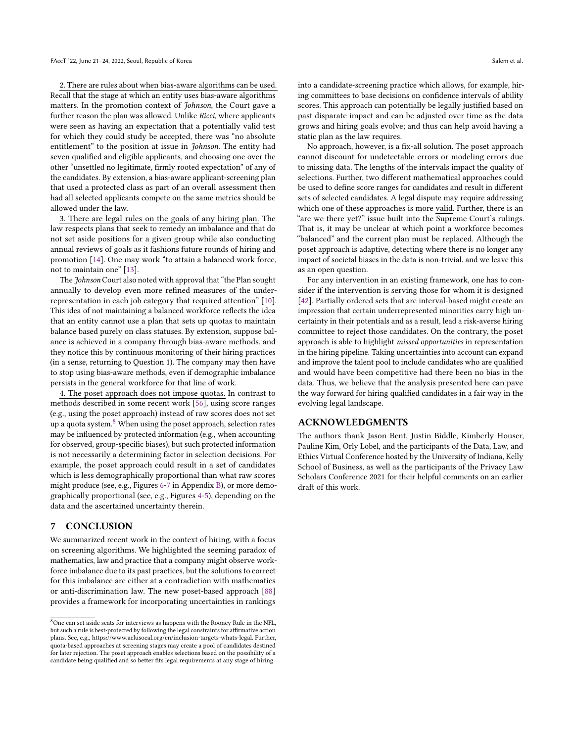2. There are rules about when bias-aware algorithms can be used. Recall that the stage at which an entity uses bias-aware algorithms matters. In the promotion context of *Johnson*, the Court gave a further reason the plan was allowed. Unlike *Ricci*, where applicants were seen as having an expectation that a potentially valid test for which they could study be accepted, there was "no absolute entitlement" to the position at issue in *Johnson*. The entity had seven qualified and eligible applicants, and choosing one over the other "unsettled no legitimate, firmly rooted expectation" of any of the candidates. By extension, a bias-aware applicant-screening plan that used a protected class as part of an overall assessment then had all selected applicants compete on the same metrics should be allowed under the law.

3. There are legal rules on the goals of any hiring plan. The law respects plans that seek to remedy an imbalance and that do not set aside positions for a given group while also conducting annual reviews of goals as it fashions future rounds of hiring and promotion [14]. One may work "to attain a balanced work force, not to maintain one" [13].

The *Johnson* Court also noted with approval that "the Plan sought annually to develop even more refined measures of the underrepresentation in each job category that required attention" [10]. This idea of not maintaining a balanced workforce reflects the idea that an entity cannot use a plan that sets up quotas to maintain balance based purely on class statuses. By extension, suppose balance is achieved in a company through bias-aware methods, and they notice this by continuous monitoring of their hiring practices (in a sense, returning to Question 1). The company may then have to stop using bias-aware methods, even if demographic imbalance persists in the general workforce for that line of work.

4. The poset approach does not impose quotas. In contrast to methods described in some recent work [56], using score ranges (e.g., using the poset approach) instead of raw scores does not set up a quota system.[8] When using the poset approach, selection rates may be influenced by protected information (e.g., when accounting for observed, group-specific biases), but such protected information is not necessarily a determining factor in selection decisions. For example, the poset approach could result in a set of candidates which is less demographically proportional than what raw scores might produce (see, e.g., Figures 6-7 in Appendix B), or more demographically proportional (see, e.g., Figures 4-5), depending on the data and the ascertained uncertainty therein.

## 7 CONCLUSION

We summarized recent work in the context of hiring, with a focus on screening algorithms. We highlighted the seeming paradox of mathematics, law and practice that a company might observe workforce imbalance due to its past practices, but the solutions to correct for this imbalance are either at a contradiction with mathematics or anti-discrimination law. The new poset-based approach [88] provides a framework for incorporating uncertainties in rankings into a candidate-screening practice which allows, for example, hiring committees to base decisions on confidence intervals of ability scores. This approach can potentially be legally justified based on past disparate impact and can be adjusted over time as the data grows and hiring goals evolve; and thus can help avoid having a static plan as the law requires.

No approach, however, is a fix-all solution. The poset approach cannot discount for undetectable errors or modeling errors due to missing data. The lengths of the intervals impact the quality of selections. Further, two different mathematical approaches could be used to define score ranges for candidates and result in different sets of selected candidates. A legal dispute may require addressing which one of these approaches is more valid. Further, there is an "are we there yet?" issue built into the Supreme Court's rulings. That is, it may be unclear at which point a workforce becomes "balanced" and the current plan must be replaced. Although the poset approach is adaptive, detecting where there is no longer any impact of societal biases in the data is non-trivial, and we leave this as an open question.

For any intervention in an existing framework, one has to consider if the intervention is serving those for whom it is designed [42]. Partially ordered sets that are interval-based might create an impression that certain underrepresented minorities carry high uncertainty in their potentials and as a result, lead a risk-averse hiring committee to reject those candidates. On the contrary, the poset approach is able to highlight *missed opportunities* in representation in the hiring pipeline. Taking uncertainties into account can expand and improve the talent pool to include candidates who are qualified and would have been competitive had there been no bias in the data. Thus, we believe that the analysis presented here can pave the way forward for hiring qualified candidates in a fair way in the evolving legal landscape.

## ACKNOWLEDGMENTS

The authors thank Jason Bent, Justin Biddle, Kimberly Houser, Pauline Kim, Orly Lobel, and the participants of the Data, Law, and Ethics Virtual Conference hosted by the University of Indiana, Kelly School of Business, as well as the participants of the Privacy Law Scholars Conference 2021 for their helpful comments on an earlier draft of this work.

[8] One can set aside seats for interviews as happens with the Rooney Rule in the NFL, but such a rule is best-protected by following the legal constraints for affirmative action plans. See, e.g., https://www.aclusocal.org/en/inclusion-targets-whats-legal. Further, quota-based approaches at screening stages may create a pool of candidates destined for later rejection. The poset approach enables selections based on the possibility of a candidate being qualified and so better fits legal requirements at any stage of hiring.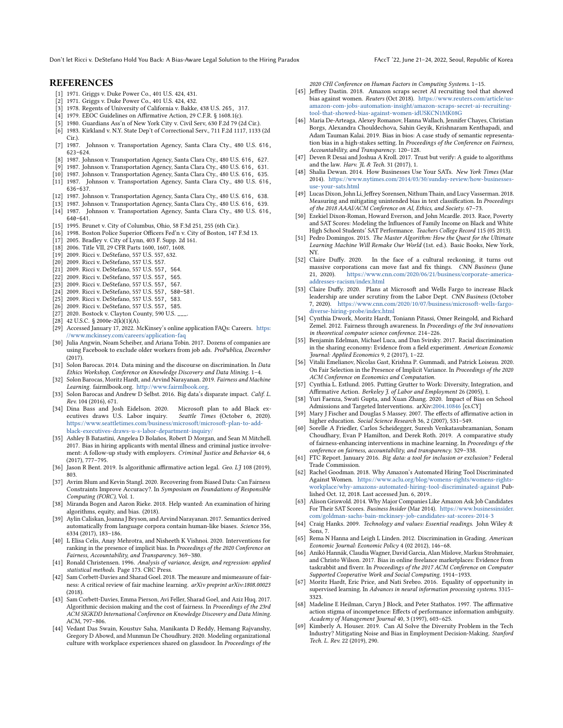## REFERENCES

- [1] 1971. Griggs v. Duke Power Co., 401 U.S. 424, 431.
- [2] 1971. Griggs v. Duke Power Co., 401 U.S. 424, 432.
- [3] 1978. Regents of University of California v. Bakke, 438 U.S. 265, 317.
- [4] 1979. EEOC Guidelines on Affirmative Action, 29 C.F.R. § 1608.1(c).
- [5] 1980. Guardians Ass'n of New York City v. Civil Serv, 630 F.2d 79 (2d Cir.).
- [6] 1983. Kirkland v. N.Y. State Dep't of Correctional Serv., 711 F.2d 1117, 1133 (2d Cir.).
- [7] 1987. Johnson v. Transportation Agency, Santa Clara Cty., 480 U.S. 616, 623–624.
- [8] 1987. Johnson v. Transportation Agency, Santa Clara Cty., 480 U.S. 616, 627.
- [9] 1987. Johnson v. Transportation Agency, Santa Clara Cty., 480 U.S. 616, 631.
- [10] 1987. Johnson v. Transportation Agency, Santa Clara Cty., 480 U.S. 616, 635.
- [11] 1987. Johnson v. Transportation Agency, Santa Clara Cty., 480 U.S. 616, 636–637.
- [12] 1987. Johnson v. Transportation Agency, Santa Clara Cty., 480 U.S. 616, 638.
- [13] 1987. Johnson v. Transportation Agency, Santa Clara Cty., 480 U.S. 616, 639.
- [14] 1987. Johnson v. Transportation Agency, Santa Clara Cty., 480 U.S. 616, 640–641.
- [15] 1995. Brunet v. City of Columbus, Ohio, 58 F.3d 251, 255 (6th Cir.).
- [16] 1998. Boston Police Superior Officers Fed'n v. City of Boston, 147 F.3d 13.
- [17] 2005. Bradley v. City of Lynn, 403 F. Supp. 2d 161.
- [18] 2006. Title VII, 29 CFR Parts 1600, 1607, 1608.
- [19] 2009. Ricci v. DeStefano, 557 U.S. 557, 632.
- [20] 2009. Ricci v. DeStefano, 557 U.S. 557.
- [21] 2009. Ricci v. DeStefano, 557 U.S. 557, 564.
- [22] 2009. Ricci v. DeStefano, 557 U.S. 557, 565.
- [23] 2009. Ricci v. DeStefano, 557 U.S. 557, 567.
- [24] 2009. Ricci v. DeStefano, 557 U.S. 557, 580-581.
- [25] 2009. Ricci v. DeStefano, 557 U.S. 557, 583.
- [26] 2009. Ricci v. DeStefano, 557 U.S. 557, 585.
- [27] 2020. Bostock v. Clayton County, 590 U.S. ___.
- [28] 42 U.S.C. § 2000e-2(k)(1)(A).
- [29] Accessed January 17, 2022. McKinsey's online application FAQs: Careers. https://www.mckinsey.com/careers/application-faq
- [30] Julia Angwin, Noam Scheiber, and Ariana Tobin. 2017. Dozens of companies are using Facebook to exclude older workers from job ads. *ProPublica, December* (2017).
- [31] Solon Barocas. 2014. Data mining and the discourse on discrimination. In *Data Ethics Workshop, Conference on Knowledge Discovery and Data Mining*. 1–4.
- [32] Solon Barocas, Moritz Hardt, and Arvind Narayanan. 2019. *Fairness and Machine Learning*. fairmlbook.org. http://www.fairmlbook.org.
- [33] Solon Barocas and Andrew D Selbst. 2016. Big data's disparate impact. *Calif. L. Rev.* 104 (2016), 671.
- [34] Dina Bass and Josh Eidelson. 2020. Microsoft plan to add Black executives draws U.S. Labor inquiry. *Seattle Times* (October 6, 2020). https://www.seattletimes.com/business/microsoft/microsoft-plan-to-add-black-executives-draws-u-s-labor-department-inquiry/
- [35] Ashley B Batastini, Angelea D Bolaños, Robert D Morgan, and Sean M Mitchell. 2017. Bias in hiring applicants with mental illness and criminal justice involvement: A follow-up study with employers. *Criminal Justice and Behavior* 44, 6 (2017), 777–795.
- [36] Jason R Bent. 2019. Is algorithmic affirmative action legal. *Geo. LJ* 108 (2019), 803.
- [37] Avrim Blum and Kevin Stangl. 2020. Recovering from Biased Data: Can Fairness Constraints Improve Accuracy?. In *Symposium on Foundations of Responsible Computing (FORC)*, Vol. 1.
- [38] Miranda Bogen and Aaron Rieke. 2018. Help wanted: An examination of hiring algorithms, equity, and bias. (2018).
- [39] Aylin Caliskan, Joanna J Bryson, and Arvind Narayanan. 2017. Semantics derived automatically from language corpora contain human-like biases. *Science* 356, 6334 (2017), 183–186.
- [40] L Elisa Celis, Anay Mehrotra, and Nisheeth K Vishnoi. 2020. Interventions for ranking in the presence of implicit bias. In *Proceedings of the 2020 Conference on Fairness, Accountability, and Transparency*. 369–380.
- [41] Ronald Christensen. 1996. *Analysis of variance, design, and regression: applied statistical methods*. Page 173. CRC Press.
- [42] Sam Corbett-Davies and Sharad Goel. 2018. The measure and mismeasure of fairness: A critical review of fair machine learning. *arXiv preprint arXiv:1808.00023* (2018).
- [43] Sam Corbett-Davies, Emma Pierson, Avi Feller, Sharad Goel, and Aziz Huq. 2017. Algorithmic decision making and the cost of fairness. In *Proceedings of the 23rd ACM SIGKDD International Conference on Knowledge Discovery and Data Mining*. ACM, 797–806.
- [44] Vedant Das Swain, Koustuv Saha, Manikanta D Reddy, Hemang Rajvanshy, Gregory D Abowd, and Munmun De Choudhury. 2020. Modeling organizational culture with workplace experiences shared on glassdoor. In *Proceedings of the 2020 CHI Conference on Human Factors in Computing Systems*. 1–15.
- [45] Jeffrey Dastin. 2018. Amazon scraps secret AI recruiting tool that showed bias against women. *Reuters* (Oct 2018). https://www.reuters.com/article/us-amazon-com-jobs-automation-insight/amazon-scraps-secret-ai-recruiting-tool-that-showed-bias-against-women-idUSKCN1MK08G
- [46] Maria De-Arteaga, Alexey Romanov, Hanna Wallach, Jennifer Chayes, Christian Borgs, Alexandra Chouldechova, Sahin Geyik, Krishnaram Kenthapadi, and Adam Tauman Kalai. 2019. Bias in bios: A case study of semantic representation bias in a high-stakes setting. In *Proceedings of the Conference on Fairness, Accountability, and Transparency*. 120–128.
- [47] Deven R Desai and Joshua A Kroll. 2017. Trust but verify: A guide to algorithms and the law. *Harv. JL & Tech.* 31 (2017), 1.
- [48] Shalia Dewan. 2014. How Businesses Use Your SATs. *New York Times* (Mar 2014). https://www.nytimes.com/2014/03/30/sunday-review/how-businesses-use-your-sats.html
- [49] Lucas Dixon, John Li, Jeffrey Sorensen, Nithum Thain, and Lucy Vasserman. 2018. Measuring and mitigating unintended bias in text classification. In *Proceedings of the 2018 AAAI/ACM Conference on AI, Ethics, and Society*. 67–73.
- [50] Ezekiel Dixon-Roman, Howard Everson, and John Mcardle. 2013. Race, Poverty and SAT Scores: Modeling the Influences of Family Income on Black and White High School Students' SAT Performance. *Teachers College Record* 115 (05 2013).
- [51] Pedro Domingos. 2015. *The Master Algorithm: How the Quest for the Ultimate Learning Machine Will Remake Our World* (1st. ed.). Basic Books, New York, NY.
- [52] Claire Duffy. 2020. In the face of a cultural reckoning, it turns out massive corporations can move fast and fix things. *CNN Business* (June 21, 2020). https://www.cnn.com/2020/06/21/business/corporate-america-addresses-racism/index.html
- [53] Claire Duffy. 2020. Plans at Microsoft and Wells Fargo to increase Black leadership are under scrutiny from the Labor Dept. *CNN Business* (October 7, 2020). https://www.cnn.com/2020/10/07/business/microsoft-wells-fargo-diverse-hiring-probe/index.html
- [54] Cynthia Dwork, Moritz Hardt, Toniann Pitassi, Omer Reingold, and Richard Zemel. 2012. Fairness through awareness. In *Proceedings of the 3rd innovations in theoretical computer science conference*. 214–226.
- [55] Benjamin Edelman, Michael Luca, and Dan Svirsky. 2017. Racial discrimination in the sharing economy: Evidence from a field experiment. *American Economic Journal: Applied Economics* 9, 2 (2017), 1–22.
- [56] Vitalii Emelianov, Nicolas Gast, Krishna P. Gummadi, and Patrick Loiseau. 2020. On Fair Selection in the Presence of Implicit Variance. In *Proceedings of the 2020 ACM Conference on Economics and Computation*.
- [57] Cynthia L. Estlund. 2005. Putting Grutter to Work: Diversity, Integration, and Affirmative Action. *Berkeley J. of Labor and Employment* 26 (2005), 1.
- [58] Yuri Faenza, Swati Gupta, and Xuan Zhang. 2020. Impact of Bias on School Admissions and Targeted Interventions. arXiv:2004.10846 [cs.CY]
- [59] Mary J Fischer and Douglas S Massey. 2007. The effects of affirmative action in higher education. *Social Science Research* 36, 2 (2007), 531–549.
- [60] Sorelle A Friedler, Carlos Scheidegger, Suresh Venkatasubramanian, Sonam Choudhary, Evan P Hamilton, and Derek Roth. 2019. A comparative study of fairness-enhancing interventions in machine learning. In *Proceedings of the conference on fairness, accountability, and transparency*. 329–338.
- [61] FTC Report. January 2016. *Big data: a tool for inclusion or exclusion?* Federal Trade Commission.
- [62] Rachel Goodman. 2018. Why Amazon's Automated Hiring Tool Discriminated Against Women. https://www.aclu.org/blog/womens-rights/womens-rights-workplace/why-amazons-automated-hiring-tool-discriminated-against Published Oct. 12, 2018. Last accessed Jun. 6, 2019..
- [63] Alison Griswold. 2014. Why Major Companies Like Amazon Ask Job Candidates For Their SAT Scores. *Business Insider* (Mar 2014). https://www.businessinsider.com/goldman-sachs-bain-mckinsey-job-candidates-sat-scores-2014-3
- [64] Craig Hanks. 2009. *Technology and values: Essential readings*. John Wiley & Sons, 7.
- [65] Rema N Hanna and Leigh L Linden. 2012. Discrimination in Grading. *American Economic Journal: Economic Policy* 4 (02 2012), 146–68.
- [66] Anikó Hannák, Claudia Wagner, David Garcia, Alan Mislove, Markus Strohmaier, and Christo Wilson. 2017. Bias in online freelance marketplaces: Evidence from taskrabbit and fiverr. In *Proceedings of the 2017 ACM Conference on Computer Supported Cooperative Work and Social Computing*. 1914–1933.
- [67] Moritz Hardt, Eric Price, and Nati Srebro. 2016. Equality of opportunity in supervised learning. In *Advances in neural information processing systems*. 3315–3323.
- [68] Madeline E Heilman, Caryn J Block, and Peter Stathatos. 1997. The affirmative action stigma of incompetence: Effects of performance information ambiguity. *Academy of Management Journal* 40, 3 (1997), 603–625.
- [69] Kimberly A. Houser. 2019. Can AI Solve the Diversity Problem in the Tech Industry? Mitigating Noise and Bias in Employment Decision-Making. *Stanford Tech. L. Rev.* 22 (2019), 290.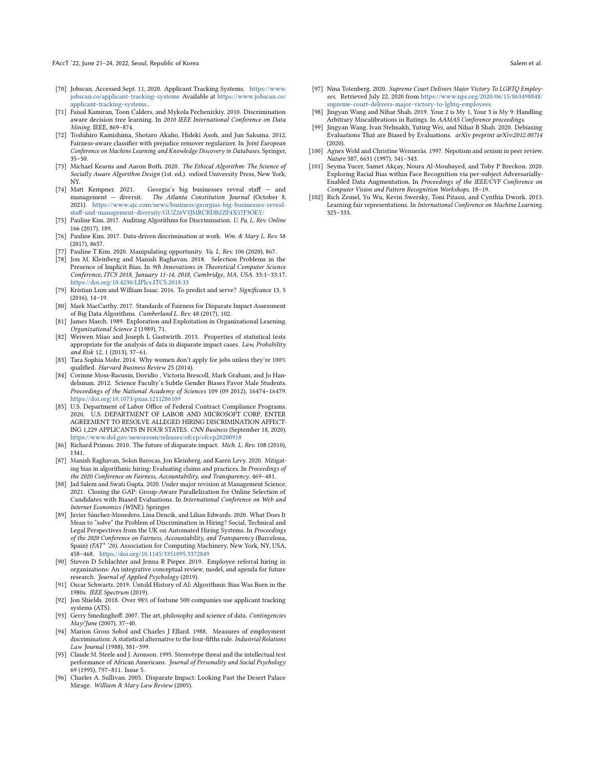- [70] Jobscan. Accessed Sept. 11, 2020. Applicant Tracking Systems. https://www.jobscan.co/applicant-tracking-systems Available at https://www.jobscan.co/applicant-tracking-systems..
- [71] Faisal Kamiran, Toon Calders, and Mykola Pechenizkiy. 2010. Discrimination aware decision tree learning. In *2010 IEEE International Conference on Data Mining*. IEEE, 869–874.
- [72] Toshihiro Kamishima, Shotaro Akaho, Hideki Asoh, and Jun Sakuma. 2012. Fairness-aware classifier with prejudice remover regularizer. In *Joint European Conference on Machine Learning and Knowledge Discovery in Databases*. Springer, 35–50.
- [73] Michael Kearns and Aaron Roth. 2020. *The Ethical Algorithm: The Science of Socially Aware Algorithm Design* (1st. ed.). oxford University Press, New York, NY.
- [74] Matt Kempner. 2021. Georgia's big businesses reveal staff — and management — diversit. *The Atlanta Constitution Journal* (October 8, 2021). https://www.ajc.com/news/business/georgias-big-businesses-reveal-staff-and-management-diversity/GUZ26V3JMRCRDB2ZF4X57F3OEY/
- [75] Pauline Kim. 2017. Auditing Algorithms for Discrimination. *U. Pa. L. Rev. Online* 166 (2017), 189.
- [76] Pauline Kim. 2017. Data-driven discrimination at work. *Wm. & Mary L. Rev.* 58 (2017), 8657.
- [77] Pauline T Kim. 2020. Manipulating opportunity. *Va. L. Rev.* 106 (2020), 867.
- [78] Jon M. Kleinberg and Manish Raghavan. 2018. Selection Problems in the Presence of Implicit Bias. In *9th Innovations in Theoretical Computer Science Conference, ITCS 2018, January 11-14, 2018, Cambridge, MA, USA.* 33:1–33:17. https://doi.org/10.4230/LIPIcs.ITCS.2018.33
- [79] Kristian Lum and William Isaac. 2016. To predict and serve? *Significance* 13, 5 (2016), 14–19.
- [80] Mark MacCarthy. 2017. Standards of Fairness for Disparate Impact Assessment of Big Data Algorithms. *Cumberland L. Rev.* 48 (2017), 102.
- [81] James March. 1989. Exploration and Exploitation in Organizational Learning. *Organizational Science* 2 (1989), 71.
- [82] Weiwen Miao and Joseph L Gastwirth. 2013. Properties of statistical tests appropriate for the analysis of data in disparate impact cases. *Law, Probability and Risk* 12, 1 (2013), 37–61.
- [83] Tara Sophia Mohr. 2014. Why women don't apply for jobs unless they're 100% qualified. *Harvard Business Review* 25 (2014).
- [84] Corinne Moss-Racusin, Dovidio , Victoria Brescoll, Mark Graham, and Jo Handelsman. 2012. Science Faculty's Subtle Gender Biases Favor Male Students. *Proceedings of the National Academy of Sciences* 109 (09 2012), 16474–16479. https://doi.org/10.1073/pnas.1211286109
- [85] U.S. Department of Labor Office of Federal Contract Compliance Programs. 2020. U.S. DEPARTMENT OF LABOR AND MICROSOFT CORP. ENTER AGREEMENT TO RESOLVE ALLEGED HIRING DISCRIMINATION AFFECTING 1,229 APPLICANTS IN FOUR STATES. *CNN Business* (September 18, 2020). https://www.dol.gov/newsroom/releases/ofccp/ofccp20200918
- [86] Richard Primus. 2010. The future of disparate impact. *Mich. L. Rev.* 108 (2010), 1341.
- [87] Manish Raghavan, Solon Barocas, Jon Kleinberg, and Karen Levy. 2020. Mitigating bias in algorithmic hiring: Evaluating claims and practices. In *Proceedings of the 2020 Conference on Fairness, Accountability, and Transparency*. 469–481.
- [88] Jad Salem and Swati Gupta. 2020. Under major revision at Management Science, 2021. Closing the GAP: Group-Aware Parallelization for Online Selection of Candidates with Biased Evaluations. In *International Conference on Web and Internet Economics (WINE)*. Springer.
- [89] Javier Sánchez-Monedero, Lina Dencik, and Lilian Edwards. 2020. What Does It Mean to "solve" the Problem of Discrimination in Hiring? Social, Technical and Legal Perspectives from the UK on Automated Hiring Systems. In *Proceedings of the 2020 Conference on Fairness, Accountability, and Transparency* (Barcelona, Spain) *(FAT\* '20)*. Association for Computing Machinery, New York, NY, USA, 458–468. https://doi.org/10.1145/3351095.3372849
- [90] Steven D Schlachter and Jenna R Pieper. 2019. Employee referral hiring in organizations: An integrative conceptual review, model, and agenda for future research. *Journal of Applied Psychology* (2019).
- [91] Oscar Schwartz. 2019. Untold History of AI: Algorithmic Bias Was Born in the 1980s. *IEEE Spectrum* (2019).
- [92] Jon Shields. 2018. Over 98% of fortune 500 companies use applicant tracking systems (ATS).
- [93] Gerry Smedinghoff. 2007. The art, philosophy and science of data. *Contingencies May/June* (2007), 37–40.
- [94] Marion Gross Sobol and Charles J Ellard. 1988. Measures of employment discrimination: A statistical alternative to the four-fifths rule. *Industrial Relations Law Journal* (1988), 381–399.
- [95] Claude M. Steele and J. Aronson. 1995. Stereotype threat and the intellectual test performance of African Americans. *Journal of Personality and Social Psychology* 69 (1995), 797–811. Issue 5.
- [96] Charles A. Sullivan. 2005. Disparate Impact: Looking Past the Desert Palace Mirage. *William & Mary Law Review* (2005).
- [97] Nina Totenberg. 2020. *Supreme Court Delivers Major Victory To LGBTQ Employees*. Retrieved July 22, 2020 from https://www.npr.org/2020/06/15/863498848/supreme-court-delivers-major-victory-to-lgbtq-employees
- [98] Jingyan Wang and Nihar Shah. 2019. Your 2 is My 1, Your 3 is My 9: Handling Arbitrary Miscalibrations in Ratings. In *AAMAS Conference proceedings*.
- [99] Jingyan Wang, Ivan Stelmakh, Yuting Wei, and Nihar B Shah. 2020. Debiasing Evaluations That are Biased by Evaluations. *arXiv preprint arXiv:2012.00714* (2020).
- [100] Agnes Wold and Christine Wennerås. 1997. Nepotism and sexism in peer review. *Nature* 387, 6631 (1997), 341–343.
- [101] Seyma Yucer, Samet Akçay, Noura Al-Moubayed, and Toby P Breckon. 2020. Exploring Racial Bias within Face Recognition via per-subject Adversarially-Enabled Data Augmentation. In *Proceedings of the IEEE/CVF Conference on Computer Vision and Pattern Recognition Workshops*. 18–19.
- [102] Rich Zemel, Yu Wu, Kevin Swersky, Toni Pitassi, and Cynthia Dwork. 2013. Learning fair representations. In *International Conference on Machine Learning*. 325–333.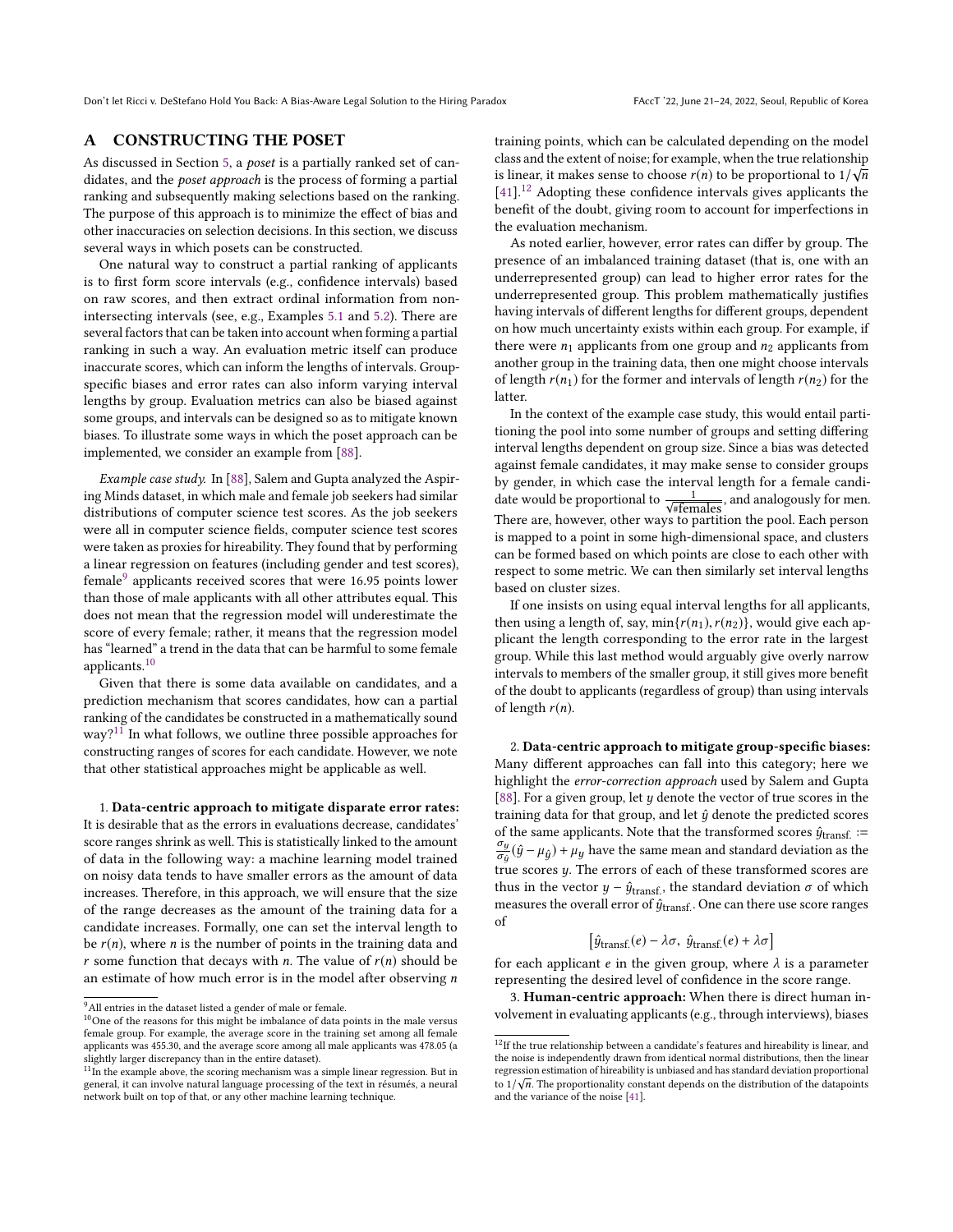# A CONSTRUCTING THE POSET

As discussed in Section 5, a *poset* is a partially ranked set of candidates, and the *poset approach* is the process of forming a partial ranking and subsequently making selections based on the ranking. The purpose of this approach is to minimize the effect of bias and other inaccuracies on selection decisions. In this section, we discuss several ways in which posets can be constructed.

One natural way to construct a partial ranking of applicants is to first form score intervals (e.g., confidence intervals) based on raw scores, and then extract ordinal information from non-intersecting intervals (see, e.g., Examples 5.1 and 5.2). There are several factors that can be taken into account when forming a partial ranking in such a way. An evaluation metric itself can produce inaccurate scores, which can inform the lengths of intervals. Group-specific biases and error rates can also inform varying interval lengths by group. Evaluation metrics can also be biased against some groups, and intervals can be designed so as to mitigate known biases. To illustrate some ways in which the poset approach can be implemented, we consider an example from [88].

*Example case study.* In [88], Salem and Gupta analyzed the Aspiring Minds dataset, in which male and female job seekers had similar distributions of computer science test scores. As the job seekers were all in computer science fields, computer science test scores were taken as proxies for hireability. They found that by performing a linear regression on features (including gender and test scores), female[9] applicants received scores that were 16.95 points lower than those of male applicants with all other attributes equal. This does not mean that the regression model will underestimate the score of every female; rather, it means that the regression model has "learned" a trend in the data that can be harmful to some female applicants.[10]

Given that there is some data available on candidates, and a prediction mechanism that scores candidates, how can a partial ranking of the candidates be constructed in a mathematically sound way?[11] In what follows, we outline three possible approaches for constructing ranges of scores for each candidate. However, we note that other statistical approaches might be applicable as well.

1. **Data-centric approach to mitigate disparate error rates:** It is desirable that as the errors in evaluations decrease, candidates' score ranges shrink as well. This is statistically linked to the amount of data in the following way: a machine learning model trained on noisy data tends to have smaller errors as the amount of data increases. Therefore, in this approach, we will ensure that the size of the range decreases as the amount of the training data for a candidate increases. Formally, one can set the interval length to be $r(n)$, where $n$ is the number of points in the training data and $r$ some function that decays with $n$. The value of $r(n)$ should be an estimate of how much error is in the model after observing $n$ training points, which can be calculated depending on the model class and the extent of noise; for example, when the true relationship is linear, it makes sense to choose $r(n)$ to be proportional to $1/\sqrt{n}$ [41].[12] Adopting these confidence intervals gives applicants the benefit of the doubt, giving room to account for imperfections in the evaluation mechanism.

As noted earlier, however, error rates can differ by group. The presence of an imbalanced training dataset (that is, one with an underrepresented group) can lead to higher error rates for the underrepresented group. This problem mathematically justifies having intervals of different lengths for different groups, dependent on how much uncertainty exists within each group. For example, if there were $n_1$ applicants from one group and $n_2$ applicants from another group in the training data, then one might choose intervals of length $r(n_1)$ for the former and intervals of length $r(n_2)$ for the latter.

In the context of the example case study, this would entail partitioning the pool into some number of groups and setting differing interval lengths dependent on group size. Since a bias was detected against female candidates, it may make sense to consider groups by gender, in which case the interval length for a female candidate would be proportional to $\frac{1}{\sqrt{\#\text{females}}}$, and analogously for men. There are, however, other ways to partition the pool. Each person is mapped to a point in some high-dimensional space, and clusters can be formed based on which points are close to each other with respect to some metric. We can then similarly set interval lengths based on cluster sizes.

If one insists on using equal interval lengths for all applicants, then using a length of, say, $\min\{r(n_1), r(n_2)\}$, would give each applicant the length corresponding to the error rate in the largest group. While this last method would arguably give overly narrow intervals to members of the smaller group, it still gives more benefit of the doubt to applicants (regardless of group) than using intervals of length $r(n)$.

2. **Data-centric approach to mitigate group-specific biases:** Many different approaches can fall into this category; here we highlight the *error-correction approach* used by Salem and Gupta [88]. For a given group, let $y$ denote the vector of true scores in the training data for that group, and let $\hat{y}$ denote the predicted scores of the same applicants. Note that the transformed scores $\hat{y}_{\text{transf.}} := \frac{\sigma_y}{\sigma_{\hat{y}}}(\hat{y} - \mu_{\hat{y}}) + \mu_y$ have the same mean and standard deviation as the true scores $y$. The errors of each of these transformed scores are thus in the vector $y - \hat{y}_{\text{transf.}}$, the standard deviation $\sigma$ of which measures the overall error of $\hat{y}_{\text{transf.}}$. One can there use score ranges of

$$\left[\hat{y}_{\text{transf.}}(e) - \lambda\sigma,\ \hat{y}_{\text{transf.}}(e) + \lambda\sigma\right]$$

for each applicant $e$ in the given group, where $\lambda$ is a parameter representing the desired level of confidence in the score range.

3. **Human-centric approach:** When there is direct human involvement in evaluating applicants (e.g., through interviews), biases

---

[9] All entries in the dataset listed a gender of male or female.

[10] One of the reasons for this might be imbalance of data points in the male versus female group. For example, the average score in the training set among all female applicants was 455.30, and the average score among all male applicants was 478.05 (a slightly larger discrepancy than in the entire dataset).

[11] In the example above, the scoring mechanism was a simple linear regression. But in general, it can involve natural language processing of the text in résumés, a neural network built on top of that, or any other machine learning technique.

[12] If the true relationship between a candidate's features and hireability is linear, and the noise is independently drawn from identical normal distributions, then the linear regression estimation of hireability is unbiased and has standard deviation proportional to $1/\sqrt{n}$. The proportionality constant depends on the distribution of the datapoints and the variance of the noise [41].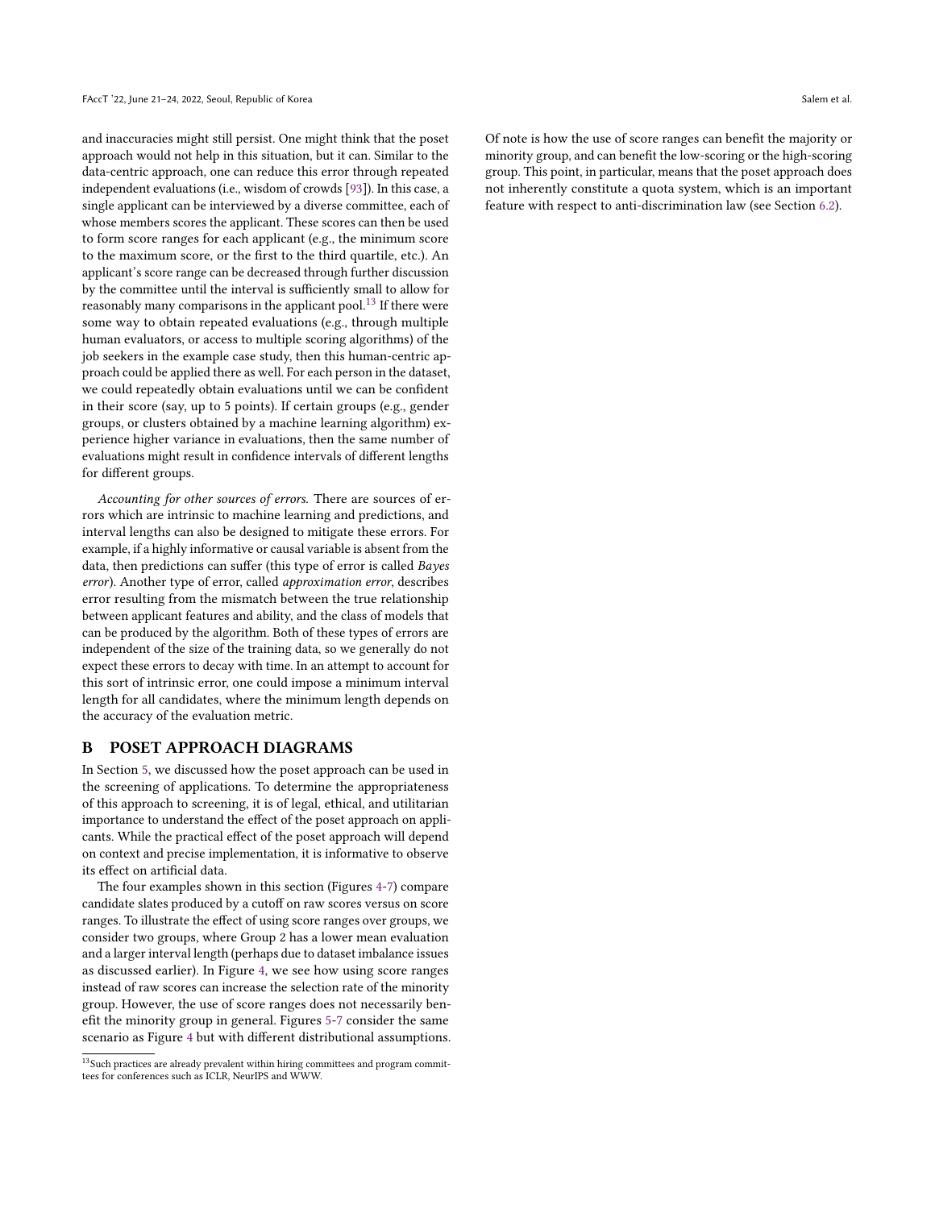and inaccuracies might still persist. One might think that the poset approach would not help in this situation, but it can. Similar to the data-centric approach, one can reduce this error through repeated independent evaluations (i.e., wisdom of crowds [93]). In this case, a single applicant can be interviewed by a diverse committee, each of whose members scores the applicant. These scores can then be used to form score ranges for each applicant (e.g., the minimum score to the maximum score, or the first to the third quartile, etc.). An applicant's score range can be decreased through further discussion by the committee until the interval is sufficiently small to allow for reasonably many comparisons in the applicant pool.[13] If there were some way to obtain repeated evaluations (e.g., through multiple human evaluators, or access to multiple scoring algorithms) of the job seekers in the example case study, then this human-centric approach could be applied there as well. For each person in the dataset, we could repeatedly obtain evaluations until we can be confident in their score (say, up to 5 points). If certain groups (e.g., gender groups, or clusters obtained by a machine learning algorithm) experience higher variance in evaluations, then the same number of evaluations might result in confidence intervals of different lengths for different groups.

*Accounting for other sources of errors.* There are sources of errors which are intrinsic to machine learning and predictions, and interval lengths can also be designed to mitigate these errors. For example, if a highly informative or causal variable is absent from the data, then predictions can suffer (this type of error is called *Bayes error*). Another type of error, called *approximation error*, describes error resulting from the mismatch between the true relationship between applicant features and ability, and the class of models that can be produced by the algorithm. Both of these types of errors are independent of the size of the training data, so we generally do not expect these errors to decay with time. In an attempt to account for this sort of intrinsic error, one could impose a minimum interval length for all candidates, where the minimum length depends on the accuracy of the evaluation metric.

## B POSET APPROACH DIAGRAMS

In Section 5, we discussed how the poset approach can be used in the screening of applications. To determine the appropriateness of this approach to screening, it is of legal, ethical, and utilitarian importance to understand the effect of the poset approach on applicants. While the practical effect of the poset approach will depend on context and precise implementation, it is informative to observe its effect on artificial data.

The four examples shown in this section (Figures 4-7) compare candidate slates produced by a cutoff on raw scores versus on score ranges. To illustrate the effect of using score ranges over groups, we consider two groups, where Group 2 has a lower mean evaluation and a larger interval length (perhaps due to dataset imbalance issues as discussed earlier). In Figure 4, we see how using score ranges instead of raw scores can increase the selection rate of the minority group. However, the use of score ranges does not necessarily benefit the minority group in general. Figures 5-7 consider the same scenario as Figure 4 but with different distributional assumptions. Of note is how the use of score ranges can benefit the majority or minority group, and can benefit the low-scoring or the high-scoring group. This point, in particular, means that the poset approach does not inherently constitute a quota system, which is an important feature with respect to anti-discrimination law (see Section 6.2).

[13] Such practices are already prevalent within hiring committees and program committees for conferences such as ICLR, NeurIPS and WWW.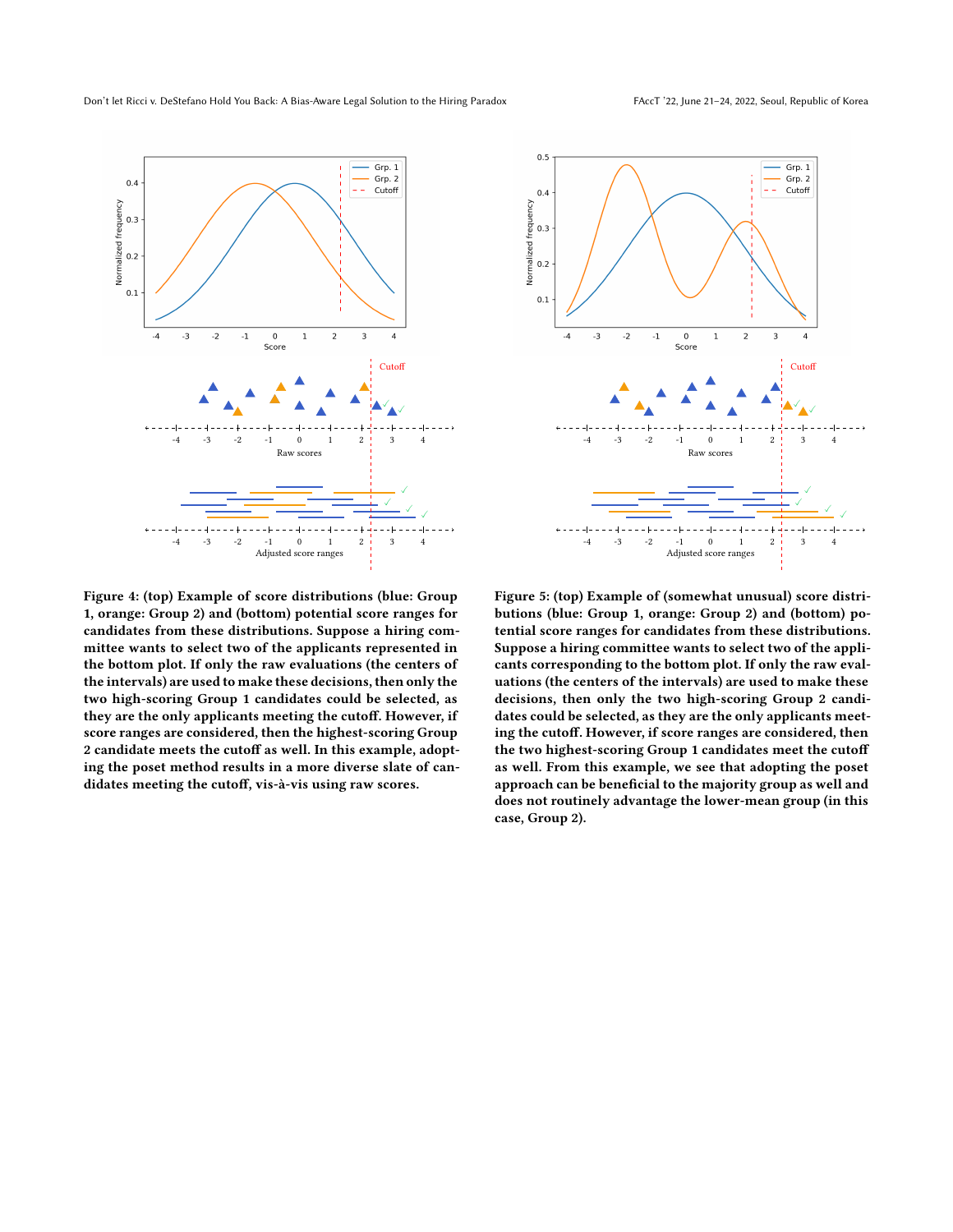Figure 4: (top) Example of score distributions (blue: Group 1, orange: Group 2) and (bottom) potential score ranges for candidates from these distributions. Suppose a hiring committee wants to select two of the applicants represented in the bottom plot. If only the raw evaluations (the centers of the intervals) are used to make these decisions, then only the two high-scoring Group 1 candidates could be selected, as they are the only applicants meeting the cutoff. However, if score ranges are considered, then the highest-scoring Group 2 candidate meets the cutoff as well. In this example, adopting the poset method results in a more diverse slate of candidates meeting the cutoff, vis-à-vis using raw scores.

Figure 5: (top) Example of (somewhat unusual) score distributions (blue: Group 1, orange: Group 2) and (bottom) potential score ranges for candidates from these distributions. Suppose a hiring committee wants to select two of the applicants corresponding to the bottom plot. If only the raw evaluations (the centers of the intervals) are used to make these decisions, then only the two high-scoring Group 2 candidates could be selected, as they are the only applicants meeting the cutoff. However, if score ranges are considered, then the two highest-scoring Group 1 candidates meet the cutoff as well. From this example, we see that adopting the poset approach can be beneficial to the majority group as well and does not routinely advantage the lower-mean group (in this case, Group 2).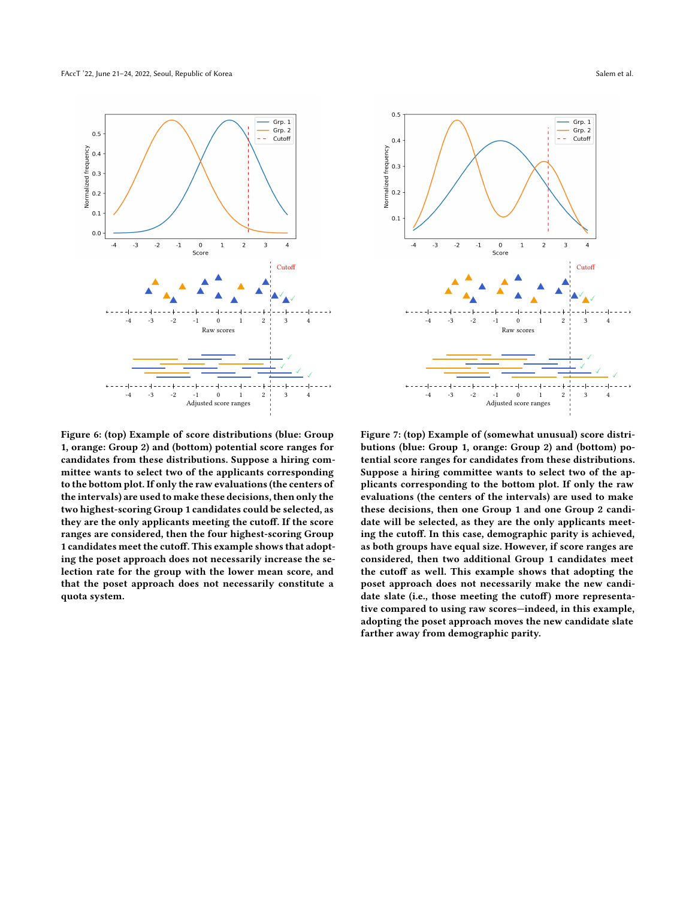Score
Normalized frequency
Grp. 1
Grp. 2
Cutoff
0.0
0.1
0.2
0.3
0.4
0.5
-4 -3 -2 -1 0 1 2 3 4

Cutoff
Raw scores
-4 -3 -2 -1 0 1 2 3 4

Adjusted score ranges
-4 -3 -2 -1 0 1 2 3 4

**Figure 6: (top) Example of score distributions (blue: Group 1, orange: Group 2) and (bottom) potential score ranges for candidates from these distributions. Suppose a hiring committee wants to select two of the applicants corresponding to the bottom plot. If only the raw evaluations (the centers of the intervals) are used to make these decisions, then only the two highest-scoring Group 1 candidates could be selected, as they are the only applicants meeting the cutoff. If the score ranges are considered, then the four highest-scoring Group 1 candidates meet the cutoff. This example shows that adopting the poset approach does not necessarily increase the selection rate for the group with the lower mean score, and that the poset approach does not necessarily constitute a quota system.**

Score
Normalized frequency
Grp. 1
Grp. 2
Cutoff
0.1
0.2
0.3
0.4
0.5
-4 -3 -2 -1 0 1 2 3 4

Cutoff
Raw scores
-4 -3 -2 -1 0 1 2 3 4

Adjusted score ranges
-4 -3 -2 -1 0 1 2 3 4

**Figure 7: (top) Example of (somewhat unusual) score distributions (blue: Group 1, orange: Group 2) and (bottom) potential score ranges for candidates from these distributions. Suppose a hiring committee wants to select two of the applicants corresponding to the bottom plot. If only the raw evaluations (the centers of the intervals) are used to make these decisions, then one Group 1 and one Group 2 candidate will be selected, as they are the only applicants meeting the cutoff. In this case, demographic parity is achieved, as both groups have equal size. However, if score ranges are considered, then two additional Group 1 candidates meet the cutoff as well. This example shows that adopting the poset approach does not necessarily make the new candidate slate (i.e., those meeting the cutoff) more representative compared to using raw scores—indeed, in this example, adopting the poset approach moves the new candidate slate farther away from demographic parity.**